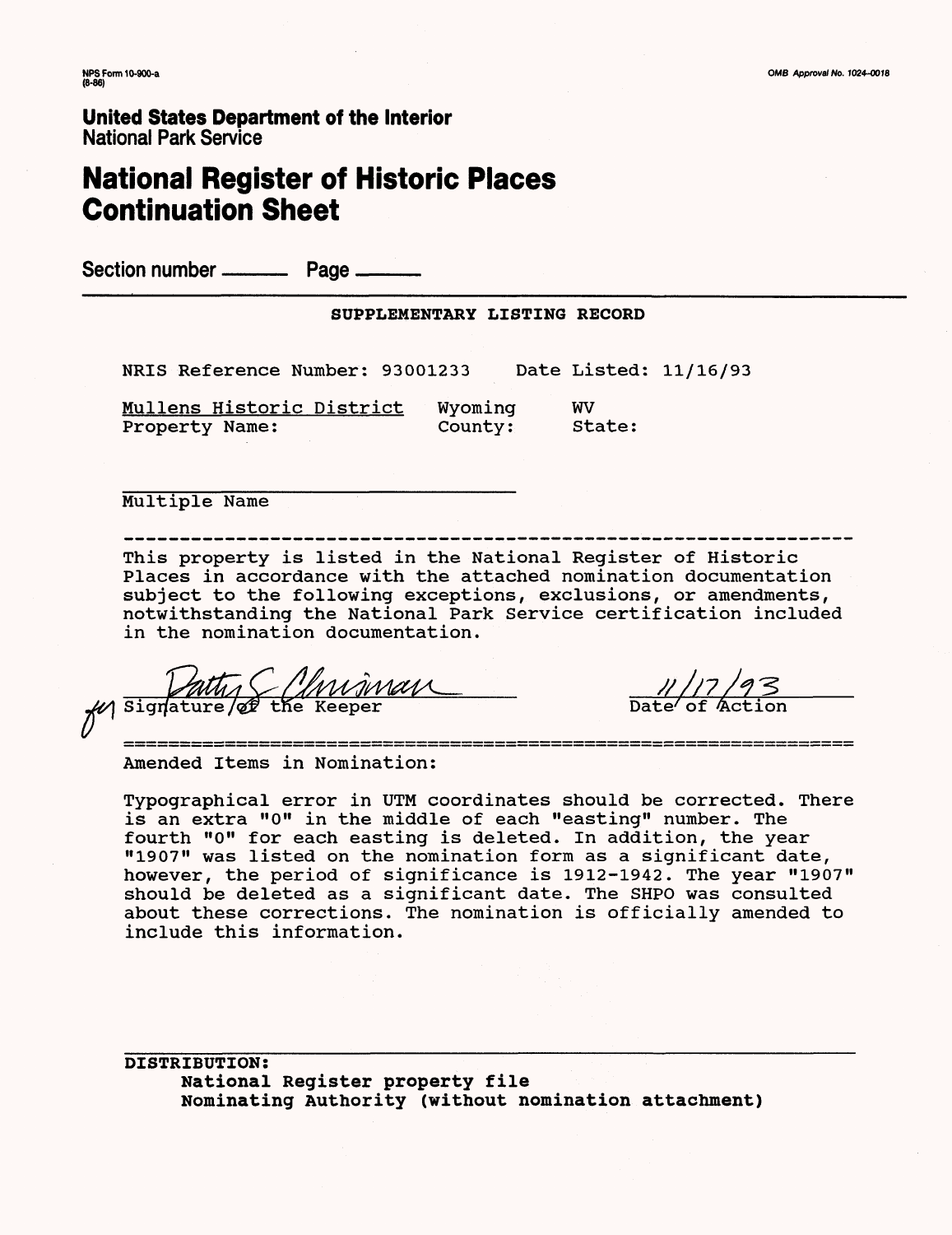NPS Form 10-900-a
(8-86)

OMB Approval No. 1024-0018

**United States Department of the Interior**
National Park Service

# National Register of Historic Places Continuation Sheet

Section number ______ Page ______

## SUPPLEMENTARY LISTING RECORD

NRIS Reference Number: 93001233 Date Listed: 11/16/93

| Mullens Historic District | Wyoming | WV |
|---|---|---|
| Property Name: | County: | State: |

______________________________
Multiple Name

---

This property is listed in the National Register of Historic Places in accordance with the attached nomination documentation subject to the following exceptions, exclusions, or amendments, notwithstanding the National Park Service certification included in the nomination documentation.

for Patty S. Chrisman 11/17/93
Signature of the Keeper Date of Action

---

Amended Items in Nomination:

Typographical error in UTM coordinates should be corrected. There is an extra "0" in the middle of each "easting" number. The fourth "0" for each easting is deleted. In addition, the year "1907" was listed on the nomination form as a significant date, however, the period of significance is 1912-1942. The year "1907" should be deleted as a significant date. The SHPO was consulted about these corrections. The nomination is officially amended to include this information.

**DISTRIBUTION:**
- **National Register property file**
- **Nominating Authority (without nomination attachment)**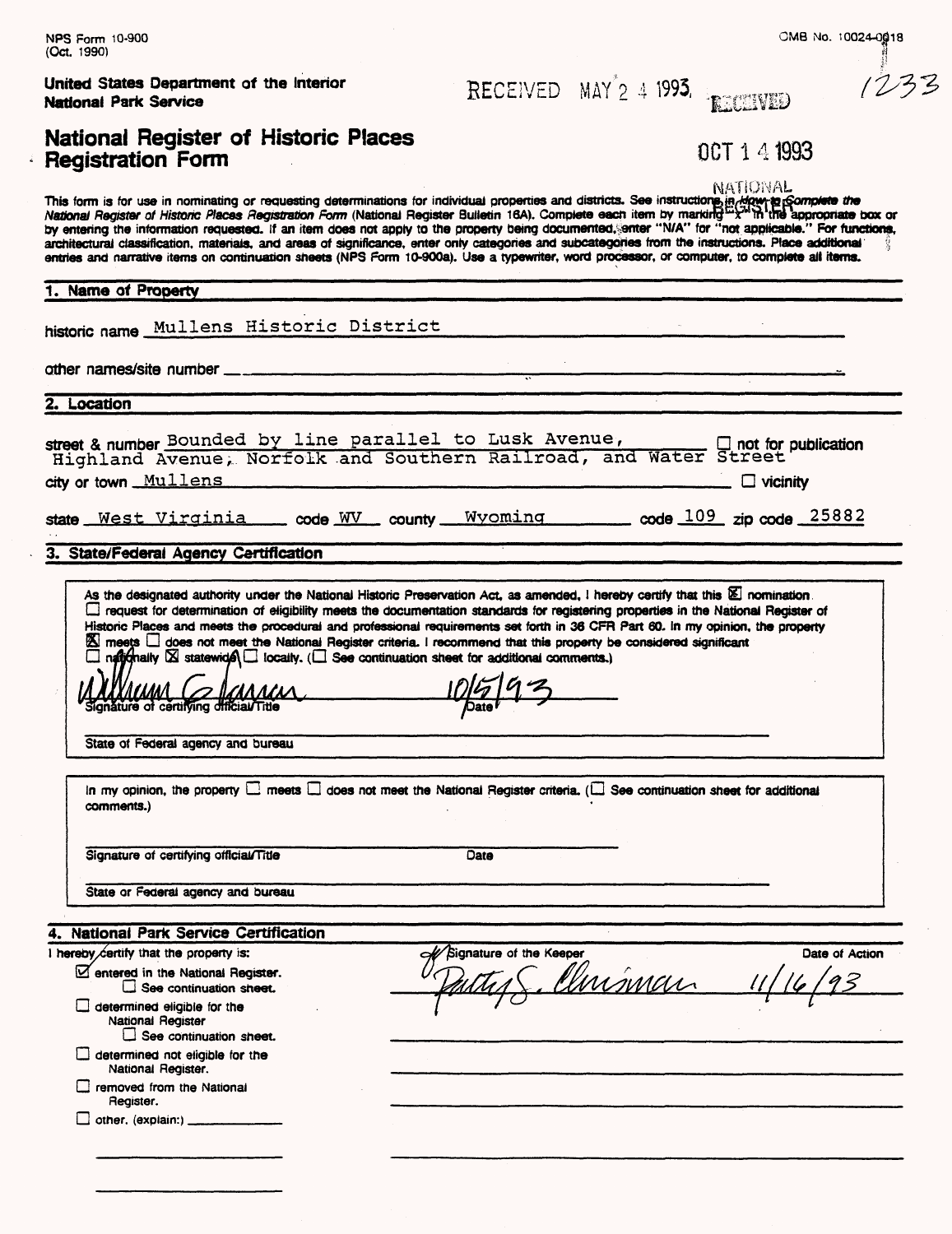NPS Form 10-900
(Oct. 1990)

OMB No. 10024-0018

**United States Department of the Interior**
**National Park Service**

RECEIVED MAY 2 4 1993

RECEIVED

1233

OCT 1 4 1993

NATIONAL REGISTER

# National Register of Historic Places Registration Form

This form is for use in nominating or requesting determinations for individual properties and districts. See instructions in *How to Complete the National Register of Historic Places Registration Form* (National Register Bulletin 16A). Complete each item by marking "x" in the appropriate box or by entering the information requested. If an item does not apply to the property being documented, enter "N/A" for "not applicable." For functions, architectural classification, materials, and areas of significance, enter only categories and subcategories from the instructions. Place additional entries and narrative items on continuation sheets (NPS Form 10-900a). Use a typewriter, word processor, or computer, to complete all items.

## 1. Name of Property

historic name Mullens Historic District

other names/site number

## 2. Location

street & number Bounded by line parallel to Lusk Avenue, Highland Avenue, Norfolk and Southern Railroad, and Water Street ☐ not for publication

city or town Mullens ☐ vicinity

state West Virginia code WV county Wyoming code 109 zip code 25882

## 3. State/Federal Agency Certification

As the designated authority under the National Historic Preservation Act, as amended, I hereby certify that this ☒ nomination ☐ request for determination of eligibility meets the documentation standards for registering properties in the National Register of Historic Places and meets the procedural and professional requirements set forth in 36 CFR Part 60. In my opinion, the property ☒ meets ☐ does not meet the National Register criteria. I recommend that this property be considered significant ☐ nationally ☒ statewide ☐ locally. (☐ See continuation sheet for additional comments.)

William G. Farrar — 10/5/93
Signature of certifying official/Title — Date

State of Federal agency and bureau

In my opinion, the property ☐ meets ☐ does not meet the National Register criteria. (☐ See continuation sheet for additional comments.)

Signature of certifying official/Title — Date

State or Federal agency and bureau

## 4. National Park Service Certification

I hereby certify that the property is:

- ☑ entered in the National Register.
  - ☐ See continuation sheet.
- ☐ determined eligible for the National Register
  - ☐ See continuation sheet.
- ☐ determined not eligible for the National Register.
- ☐ removed from the National Register.
- ☐ other, (explain:)

Signature of the Keeper: Patty S. Andrus — Date of Action: 11/16/93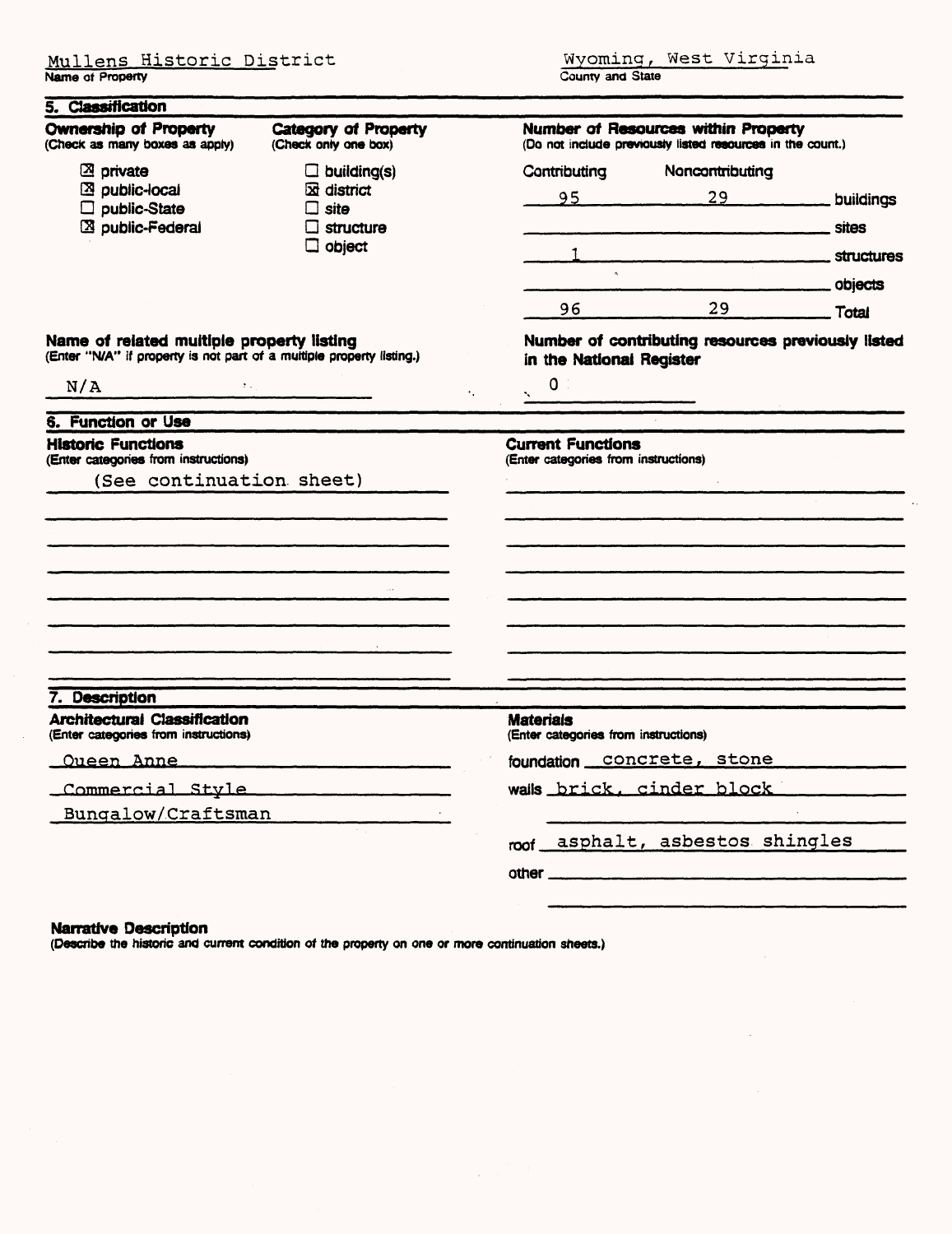Mullens Historic District
Name of Property

Wyoming, West Virginia
County and State

## 5. Classification

**Ownership of Property**
(Check as many boxes as apply)

- [x] private
- [x] public-local
- [ ] public-State
- [x] public-Federal

**Category of Property**
(Check only one box)

- [ ] building(s)
- [x] district
- [ ] site
- [ ] structure
- [ ] object

**Number of Resources within Property**
(Do not include previously listed resources in the count.)

| Contributing | Noncontributing | |
|---|---|---|
| 95 | 29 | buildings |
| | | sites |
| 1 | | structures |
| | | objects |
| 96 | 29 | Total |

**Name of related multiple property listing**
(Enter "N/A" if property is not part of a multiple property listing.)

N/A

**Number of contributing resources previously listed in the National Register**

0

## 6. Function or Use

**Historic Functions**
(Enter categories from instructions)

(See continuation sheet)

**Current Functions**
(Enter categories from instructions)

## 7. Description

**Architectural Classification**
(Enter categories from instructions)

Queen Anne
Commercial Style
Bungalow/Craftsman

**Materials**
(Enter categories from instructions)

foundation concrete, stone
walls brick, cinder block
roof asphalt, asbestos shingles
other

**Narrative Description**
(Describe the historic and current condition of the property on one or more continuation sheets.)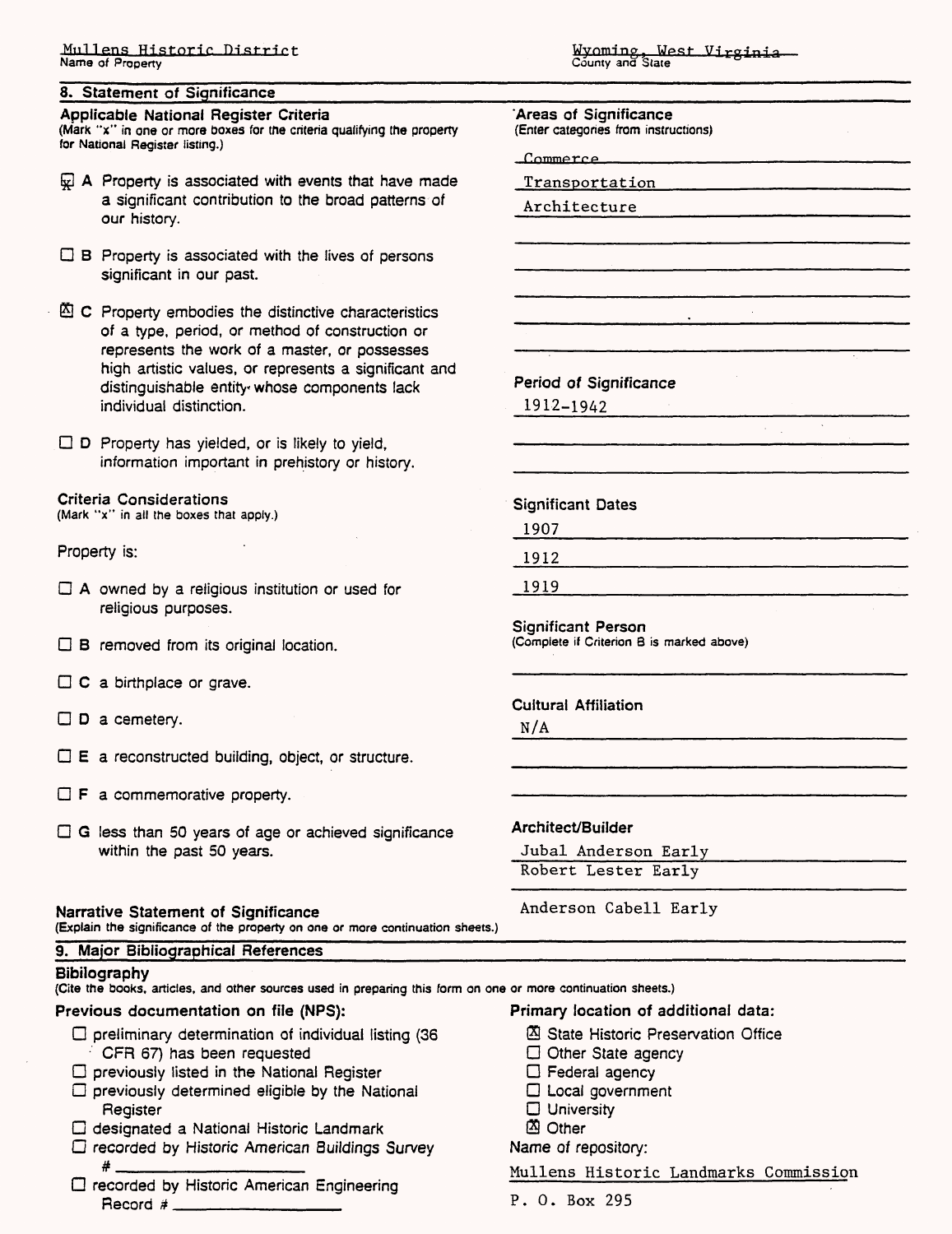Mullens Historic District
Name of Property

Wyoming, West Virginia
County and State

## 8. Statement of Significance

**Applicable National Register Criteria**
(Mark "x" in one or more boxes for the criteria qualifying the property for National Register listing.)

- [x] **A** Property is associated with events that have made a significant contribution to the broad patterns of our history.
- [ ] **B** Property is associated with the lives of persons significant in our past.
- [x] **C** Property embodies the distinctive characteristics of a type, period, or method of construction or represents the work of a master, or possesses high artistic values, or represents a significant and distinguishable entity whose components lack individual distinction.
- [ ] **D** Property has yielded, or is likely to yield, information important in prehistory or history.

**Criteria Considerations**
(Mark "x" in all the boxes that apply.)

Property is:

- [ ] **A** owned by a religious institution or used for religious purposes.
- [ ] **B** removed from its original location.
- [ ] **C** a birthplace or grave.
- [ ] **D** a cemetery.
- [ ] **E** a reconstructed building, object, or structure.
- [ ] **F** a commemorative property.
- [ ] **G** less than 50 years of age or achieved significance within the past 50 years.

**Areas of Significance**
(Enter categories from instructions)

Commerce
Transportation
Architecture

**Period of Significance**

1912-1942

**Significant Dates**

1907
1912
1919

**Significant Person**
(Complete if Criterion B is marked above)

**Cultural Affiliation**

N/A

**Architect/Builder**

Jubal Anderson Early
Robert Lester Early
Anderson Cabell Early

**Narrative Statement of Significance**
(Explain the significance of the property on one or more continuation sheets.)

## 9. Major Bibliographical References

**Bibilography**
(Cite the books, articles, and other sources used in preparing this form on one or more continuation sheets.)

**Previous documentation on file (NPS):**

- [ ] preliminary determination of individual listing (36 CFR 67) has been requested
- [ ] previously listed in the National Register
- [ ] previously determined eligible by the National Register
- [ ] designated a National Historic Landmark
- [ ] recorded by Historic American Buildings Survey # ______
- [ ] recorded by Historic American Engineering Record # ______

**Primary location of additional data:**

- [x] State Historic Preservation Office
- [ ] Other State agency
- [ ] Federal agency
- [ ] Local government
- [ ] University
- [x] Other

Name of repository:
Mullens Historic Landmarks Commission
P. O. Box 295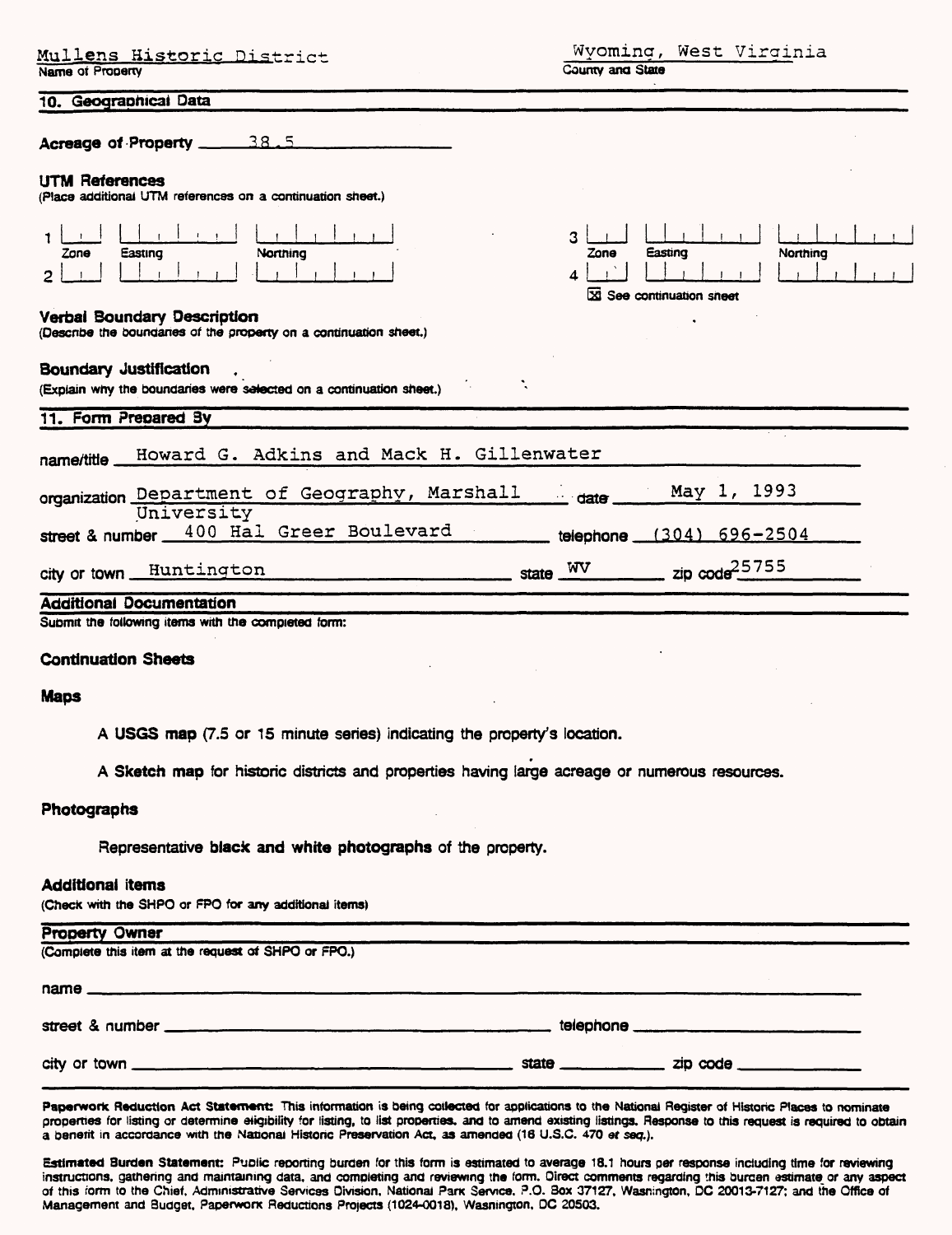Mullens Historic District
Name of Property

Wyoming, West Virginia
County and State

## 10. Geographical Data

**Acreage of Property** 38.5

**UTM References**
(Place additional UTM references on a continuation sheet.)

| | Zone | Easting | Northing |
|---|---|---|---|
| 1 | | | |
| 2 | | | |
| 3 | | | |
| 4 | | | |

☒ See continuation sheet

**Verbal Boundary Description**
(Describe the boundaries of the property on a continuation sheet.)

**Boundary Justification**
(Explain why the boundaries were selected on a continuation sheet.)

## 11. Form Prepared By

name/title Howard G. Adkins and Mack H. Gillenwater

organization Department of Geography, Marshall University date May 1, 1993

street & number 400 Hal Greer Boulevard telephone (304) 696-2504

city or town Huntington state WV zip code 25755

## Additional Documentation

Submit the following items with the completed form:

**Continuation Sheets**

**Maps**

A **USGS map** (7.5 or 15 minute series) indicating the property's location.

A **Sketch map** for historic districts and properties having large acreage or numerous resources.

**Photographs**

Representative **black and white photographs** of the property.

**Additional items**
(Check with the SHPO or FPO for any additional items)

## Property Owner

(Complete this item at the request of SHPO or FPO.)

name

street & number telephone

city or town state zip code

**Paperwork Reduction Act Statement:** This information is being collected for applications to the National Register of Historic Places to nominate properties for listing or determine eligibility for listing, to list properties, and to amend existing listings. Response to this request is required to obtain a benefit in accordance with the National Historic Preservation Act, as amended (16 U.S.C. 470 *et seq.*).

**Estimated Burden Statement:** Public reporting burden for this form is estimated to average 18.1 hours per response including time for reviewing instructions, gathering and maintaining data, and completing and reviewing the form. Direct comments regarding this burden estimate or any aspect of this form to the Chief, Administrative Services Division, National Park Service, P.O. Box 37127, Washington, DC 20013-7127; and the Office of Management and Budget, Paperwork Reductions Projects (1024-0018), Washington, DC 20503.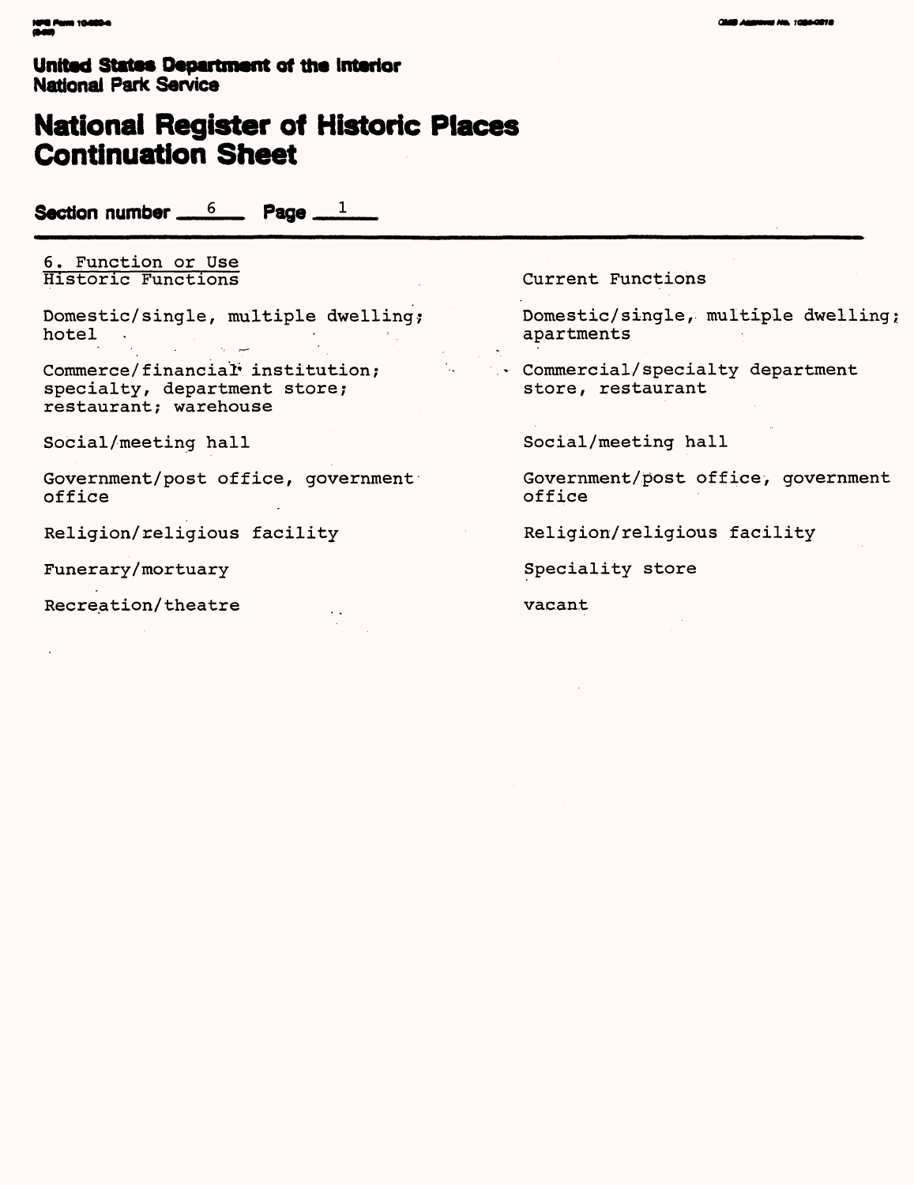United States Department of the Interior
National Park Service

# National Register of Historic Places Continuation Sheet

Section number 6 Page 1

## 6. Function or Use

| Historic Functions | Current Functions |
| --- | --- |
| Domestic/single, multiple dwelling; hotel | Domestic/single, multiple dwelling; apartments |
| Commerce/financial institution; specialty, department store; restaurant; warehouse | Commercial/specialty department store, restaurant |
| Social/meeting hall | Social/meeting hall |
| Government/post office, government office | Government/post office, government office |
| Religion/religious facility | Religion/religious facility |
| Funerary/mortuary | Speciality store |
| Recreation/theatre | vacant |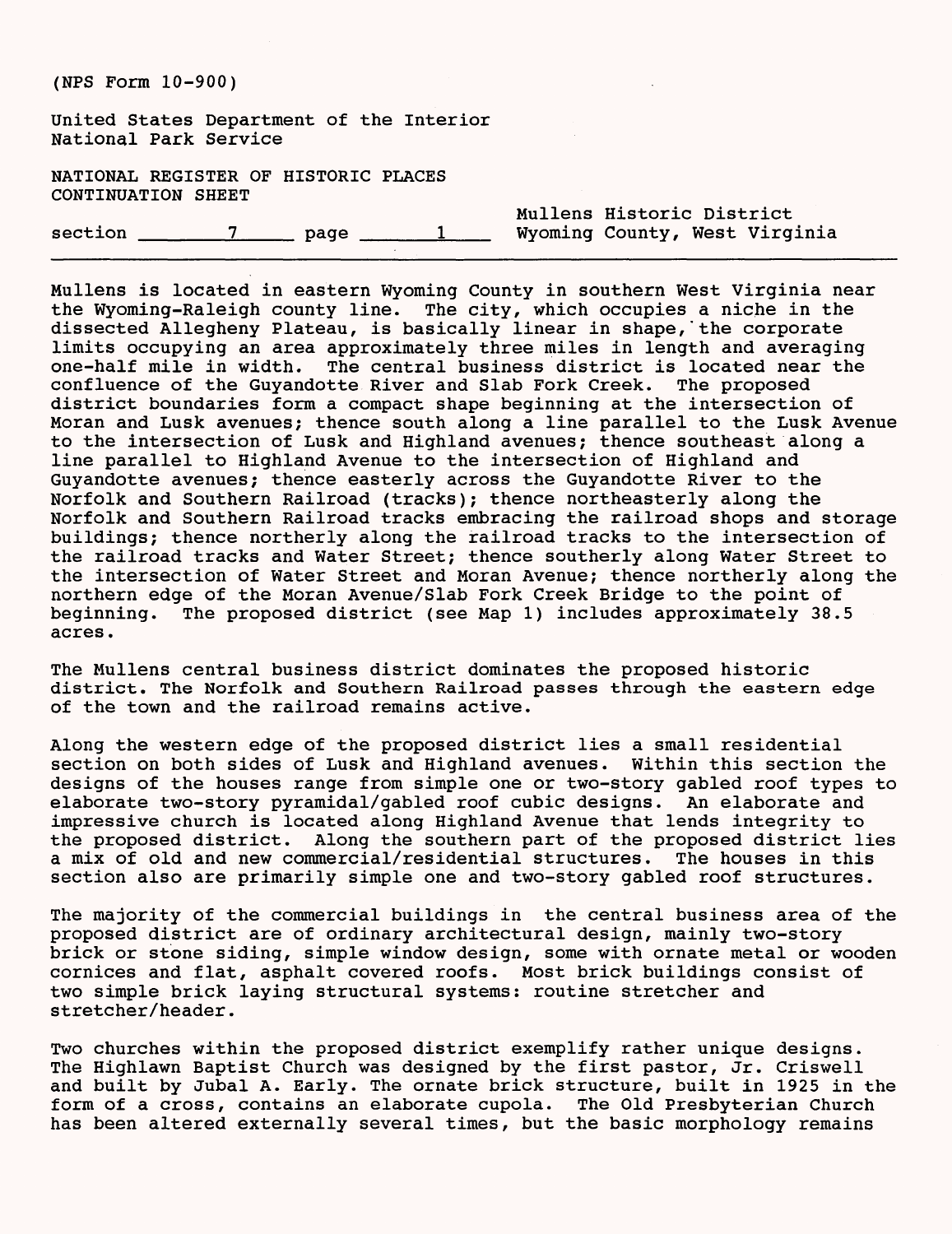(NPS Form 10-900)

United States Department of the Interior
National Park Service

NATIONAL REGISTER OF HISTORIC PLACES
CONTINUATION SHEET

section 7 page 1

Mullens Historic District
Wyoming County, West Virginia

Mullens is located in eastern Wyoming County in southern West Virginia near the Wyoming-Raleigh county line. The city, which occupies a niche in the dissected Allegheny Plateau, is basically linear in shape, the corporate limits occupying an area approximately three miles in length and averaging one-half mile in width. The central business district is located near the confluence of the Guyandotte River and Slab Fork Creek. The proposed district boundaries form a compact shape beginning at the intersection of Moran and Lusk avenues; thence south along a line parallel to the Lusk Avenue to the intersection of Lusk and Highland avenues; thence southeast along a line parallel to Highland Avenue to the intersection of Highland and Guyandotte avenues; thence easterly across the Guyandotte River to the Norfolk and Southern Railroad (tracks); thence northeasterly along the Norfolk and Southern Railroad tracks embracing the railroad shops and storage buildings; thence northerly along the railroad tracks to the intersection of the railroad tracks and Water Street; thence southerly along Water Street to the intersection of Water Street and Moran Avenue; thence northerly along the northern edge of the Moran Avenue/Slab Fork Creek Bridge to the point of beginning. The proposed district (see Map 1) includes approximately 38.5 acres.

The Mullens central business district dominates the proposed historic district. The Norfolk and Southern Railroad passes through the eastern edge of the town and the railroad remains active.

Along the western edge of the proposed district lies a small residential section on both sides of Lusk and Highland avenues. Within this section the designs of the houses range from simple one or two-story gabled roof types to elaborate two-story pyramidal/gabled roof cubic designs. An elaborate and impressive church is located along Highland Avenue that lends integrity to the proposed district. Along the southern part of the proposed district lies a mix of old and new commercial/residential structures. The houses in this section also are primarily simple one and two-story gabled roof structures.

The majority of the commercial buildings in the central business area of the proposed district are of ordinary architectural design, mainly two-story brick or stone siding, simple window design, some with ornate metal or wooden cornices and flat, asphalt covered roofs. Most brick buildings consist of two simple brick laying structural systems: routine stretcher and stretcher/header.

Two churches within the proposed district exemplify rather unique designs. The Highlawn Baptist Church was designed by the first pastor, Jr. Criswell and built by Jubal A. Early. The ornate brick structure, built in 1925 in the form of a cross, contains an elaborate cupola. The Old Presbyterian Church has been altered externally several times, but the basic morphology remains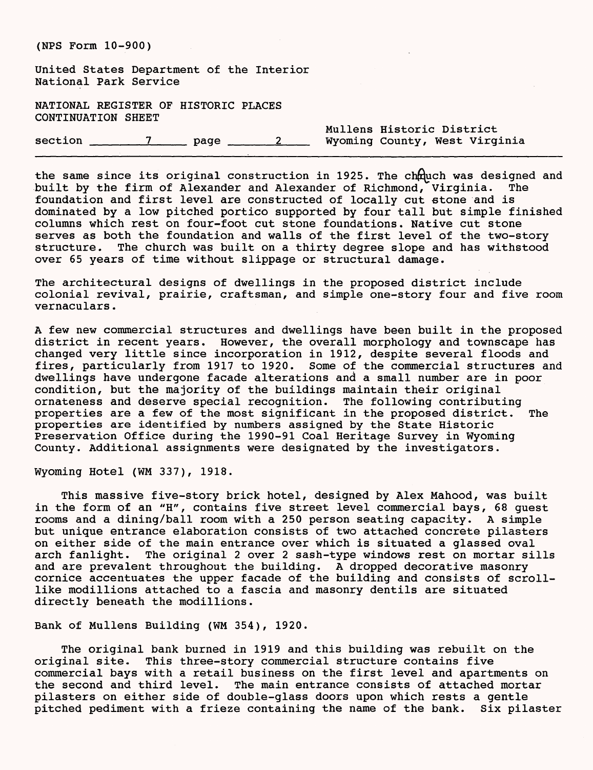the same since its original construction in 1925. The church was designed and built by the firm of Alexander and Alexander of Richmond, Virginia. The foundation and first level are constructed of locally cut stone and is dominated by a low pitched portico supported by four tall but simple finished columns which rest on four-foot cut stone foundations. Native cut stone serves as both the foundation and walls of the first level of the two-story structure. The church was built on a thirty degree slope and has withstood over 65 years of time without slippage or structural damage.

The architectural designs of dwellings in the proposed district include colonial revival, prairie, craftsman, and simple one-story four and five room vernaculars.

A few new commercial structures and dwellings have been built in the proposed district in recent years. However, the overall morphology and townscape has changed very little since incorporation in 1912, despite several floods and fires, particularly from 1917 to 1920. Some of the commercial structures and dwellings have undergone facade alterations and a small number are in poor condition, but the majority of the buildings maintain their original ornateness and deserve special recognition. The following contributing properties are a few of the most significant in the proposed district. The properties are identified by numbers assigned by the State Historic Preservation Office during the 1990-91 Coal Heritage Survey in Wyoming County. Additional assignments were designated by the investigators.

Wyoming Hotel (WM 337), 1918.

This massive five-story brick hotel, designed by Alex Mahood, was built in the form of an "H", contains five street level commercial bays, 68 guest rooms and a dining/ball room with a 250 person seating capacity. A simple but unique entrance elaboration consists of two attached concrete pilasters on either side of the main entrance over which is situated a glassed oval arch fanlight. The original 2 over 2 sash-type windows rest on mortar sills and are prevalent throughout the building. A dropped decorative masonry cornice accentuates the upper facade of the building and consists of scroll-like modillions attached to a fascia and masonry dentils are situated directly beneath the modillions.

Bank of Mullens Building (WM 354), 1920.

The original bank burned in 1919 and this building was rebuilt on the original site. This three-story commercial structure contains five commercial bays with a retail business on the first level and apartments on the second and third level. The main entrance consists of attached mortar pilasters on either side of double-glass doors upon which rests a gentle pitched pediment with a frieze containing the name of the bank. Six pilaster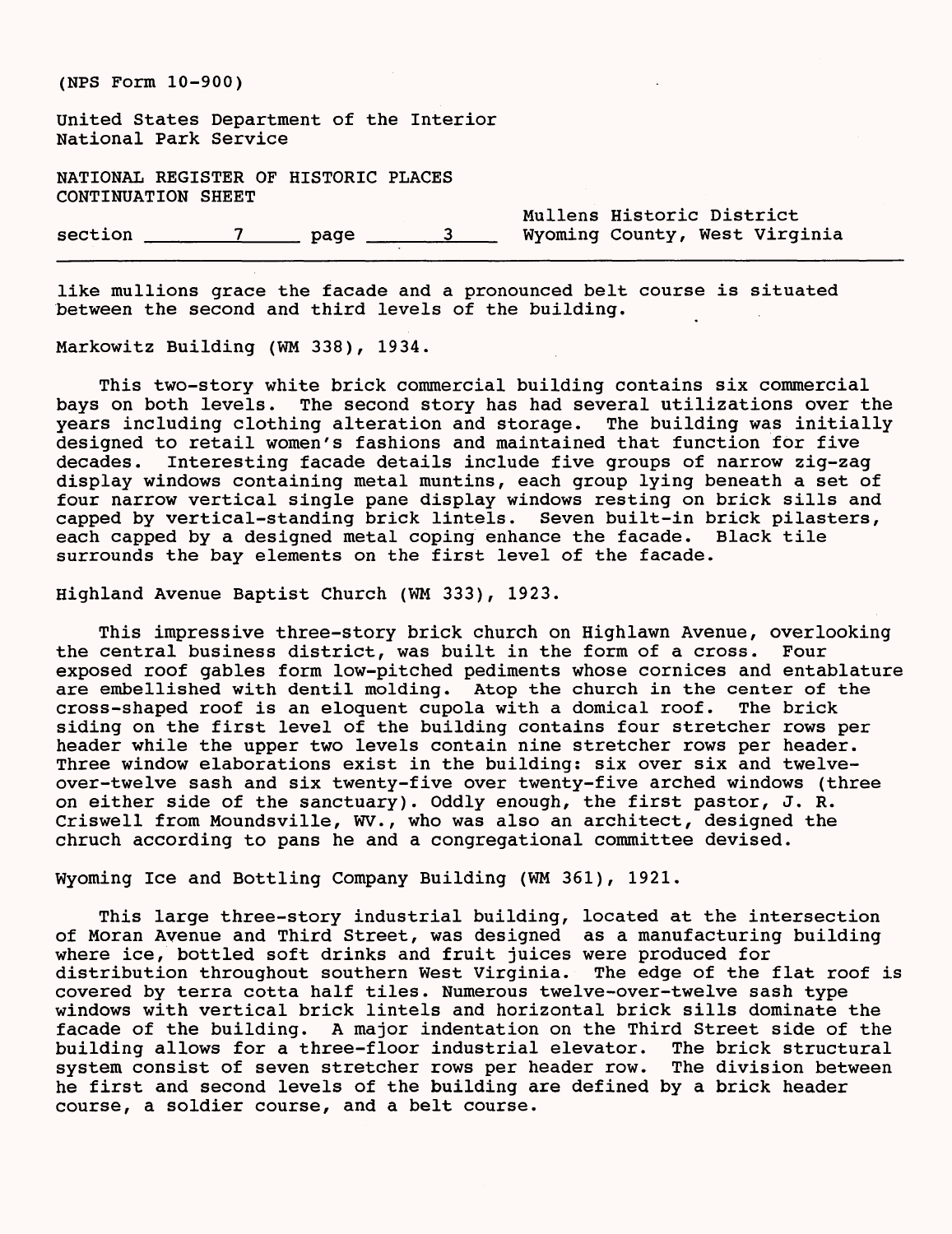like mullions grace the facade and a pronounced belt course is situated between the second and third levels of the building.

Markowitz Building (WM 338), 1934.

This two-story white brick commercial building contains six commercial bays on both levels. The second story has had several utilizations over the years including clothing alteration and storage. The building was initially designed to retail women's fashions and maintained that function for five decades. Interesting facade details include five groups of narrow zig-zag display windows containing metal muntins, each group lying beneath a set of four narrow vertical single pane display windows resting on brick sills and capped by vertical-standing brick lintels. Seven built-in brick pilasters, each capped by a designed metal coping enhance the facade. Black tile surrounds the bay elements on the first level of the facade.

Highland Avenue Baptist Church (WM 333), 1923.

This impressive three-story brick church on Highlawn Avenue, overlooking the central business district, was built in the form of a cross. Four exposed roof gables form low-pitched pediments whose cornices and entablature are embellished with dentil molding. Atop the church in the center of the cross-shaped roof is an eloquent cupola with a domical roof. The brick siding on the first level of the building contains four stretcher rows per header while the upper two levels contain nine stretcher rows per header. Three window elaborations exist in the building: six over six and twelve-over-twelve sash and six twenty-five over twenty-five arched windows (three on either side of the sanctuary). Oddly enough, the first pastor, J. R. Criswell from Moundsville, WV., who was also an architect, designed the chruch according to pans he and a congregational committee devised.

Wyoming Ice and Bottling Company Building (WM 361), 1921.

This large three-story industrial building, located at the intersection of Moran Avenue and Third Street, was designed as a manufacturing building where ice, bottled soft drinks and fruit juices were produced for distribution throughout southern West Virginia. The edge of the flat roof is covered by terra cotta half tiles. Numerous twelve-over-twelve sash type windows with vertical brick lintels and horizontal brick sills dominate the facade of the building. A major indentation on the Third Street side of the building allows for a three-floor industrial elevator. The brick structural system consist of seven stretcher rows per header row. The division between he first and second levels of the building are defined by a brick header course, a soldier course, and a belt course.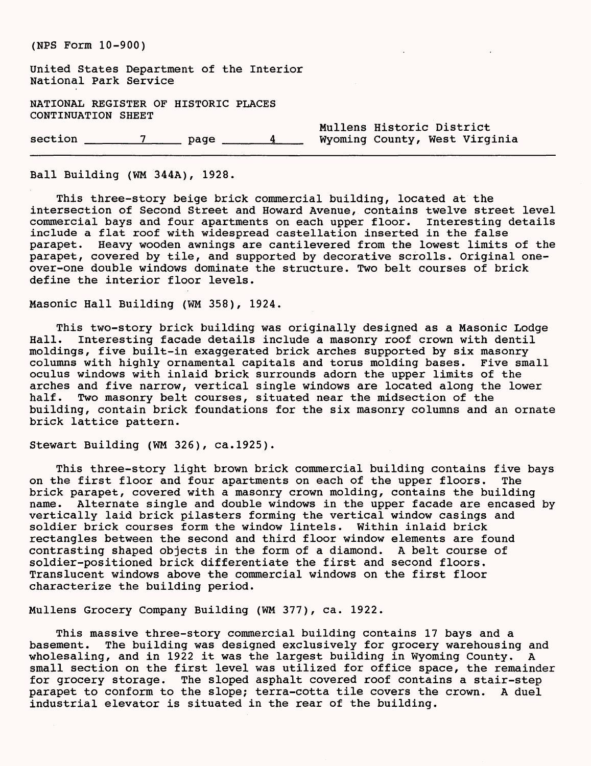Ball Building (WM 344A), 1928.

This three-story beige brick commercial building, located at the intersection of Second Street and Howard Avenue, contains twelve street level commercial bays and four apartments on each upper floor. Interesting details include a flat roof with widespread castellation inserted in the false parapet. Heavy wooden awnings are cantilevered from the lowest limits of the parapet, covered by tile, and supported by decorative scrolls. Original one-over-one double windows dominate the structure. Two belt courses of brick define the interior floor levels.

Masonic Hall Building (WM 358), 1924.

This two-story brick building was originally designed as a Masonic Lodge Hall. Interesting facade details include a masonry roof crown with dentil moldings, five built-in exaggerated brick arches supported by six masonry columns with highly ornamental capitals and torus molding bases. Five small oculus windows with inlaid brick surrounds adorn the upper limits of the arches and five narrow, vertical single windows are located along the lower half. Two masonry belt courses, situated near the midsection of the building, contain brick foundations for the six masonry columns and an ornate brick lattice pattern.

Stewart Building (WM 326), ca.1925).

This three-story light brown brick commercial building contains five bays on the first floor and four apartments on each of the upper floors. The brick parapet, covered with a masonry crown molding, contains the building name. Alternate single and double windows in the upper facade are encased by vertically laid brick pilasters forming the vertical window casings and soldier brick courses form the window lintels. Within inlaid brick rectangles between the second and third floor window elements are found contrasting shaped objects in the form of a diamond. A belt course of soldier-positioned brick differentiate the first and second floors. Translucent windows above the commercial windows on the first floor characterize the building period.

Mullens Grocery Company Building (WM 377), ca. 1922.

This massive three-story commercial building contains 17 bays and a basement. The building was designed exclusively for grocery warehousing and wholesaling, and in 1922 it was the largest building in Wyoming County. A small section on the first level was utilized for office space, the remainder for grocery storage. The sloped asphalt covered roof contains a stair-step parapet to conform to the slope; terra-cotta tile covers the crown. A duel industrial elevator is situated in the rear of the building.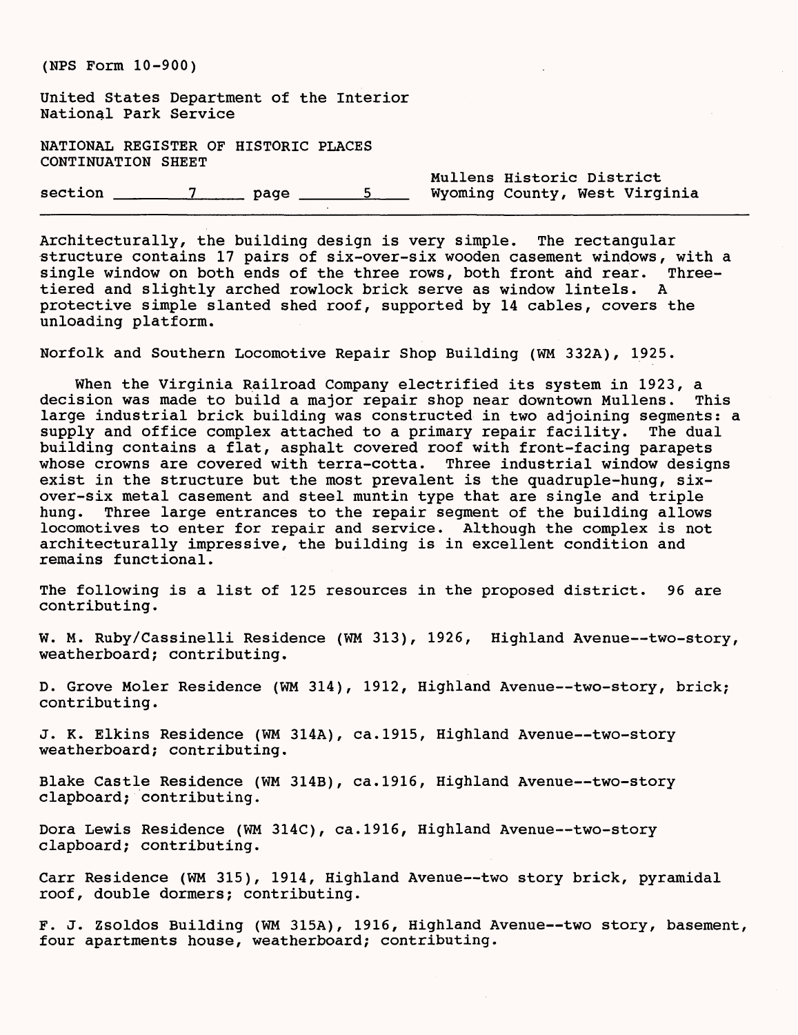Architecturally, the building design is very simple. The rectangular structure contains 17 pairs of six-over-six wooden casement windows, with a single window on both ends of the three rows, both front and rear. Three-tiered and slightly arched rowlock brick serve as window lintels. A protective simple slanted shed roof, supported by 14 cables, covers the unloading platform.

Norfolk and Southern Locomotive Repair Shop Building (WM 332A), 1925.

When the Virginia Railroad Company electrified its system in 1923, a decision was made to build a major repair shop near downtown Mullens. This large industrial brick building was constructed in two adjoining segments: a supply and office complex attached to a primary repair facility. The dual building contains a flat, asphalt covered roof with front-facing parapets whose crowns are covered with terra-cotta. Three industrial window designs exist in the structure but the most prevalent is the quadruple-hung, six-over-six metal casement and steel muntin type that are single and triple hung. Three large entrances to the repair segment of the building allows locomotives to enter for repair and service. Although the complex is not architecturally impressive, the building is in excellent condition and remains functional.

The following is a list of 125 resources in the proposed district. 96 are contributing.

W. M. Ruby/Cassinelli Residence (WM 313), 1926, Highland Avenue--two-story, weatherboard; contributing.

D. Grove Moler Residence (WM 314), 1912, Highland Avenue--two-story, brick; contributing.

J. K. Elkins Residence (WM 314A), ca.1915, Highland Avenue--two-story weatherboard; contributing.

Blake Castle Residence (WM 314B), ca.1916, Highland Avenue--two-story clapboard; contributing.

Dora Lewis Residence (WM 314C), ca.1916, Highland Avenue--two-story clapboard; contributing.

Carr Residence (WM 315), 1914, Highland Avenue--two story brick, pyramidal roof, double dormers; contributing.

F. J. Zsoldos Building (WM 315A), 1916, Highland Avenue--two story, basement, four apartments house, weatherboard; contributing.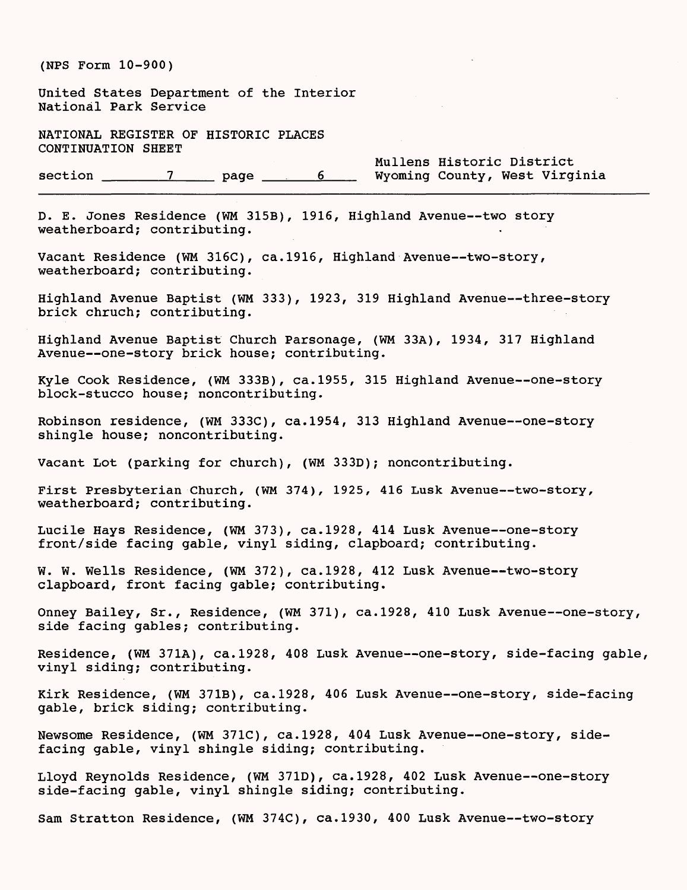D. E. Jones Residence (WM 315B), 1916, Highland Avenue--two story weatherboard; contributing.

Vacant Residence (WM 316C), ca.1916, Highland Avenue--two-story, weatherboard; contributing.

Highland Avenue Baptist (WM 333), 1923, 319 Highland Avenue--three-story brick chruch; contributing.

Highland Avenue Baptist Church Parsonage, (WM 33A), 1934, 317 Highland Avenue--one-story brick house; contributing.

Kyle Cook Residence, (WM 333B), ca.1955, 315 Highland Avenue--one-story block-stucco house; noncontributing.

Robinson residence, (WM 333C), ca.1954, 313 Highland Avenue--one-story shingle house; noncontributing.

Vacant Lot (parking for church), (WM 333D); noncontributing.

First Presbyterian Church, (WM 374), 1925, 416 Lusk Avenue--two-story, weatherboard; contributing.

Lucile Hays Residence, (WM 373), ca.1928, 414 Lusk Avenue--one-story front/side facing gable, vinyl siding, clapboard; contributing.

W. W. Wells Residence, (WM 372), ca.1928, 412 Lusk Avenue--two-story clapboard, front facing gable; contributing.

Onney Bailey, Sr., Residence, (WM 371), ca.1928, 410 Lusk Avenue--one-story, side facing gables; contributing.

Residence, (WM 371A), ca.1928, 408 Lusk Avenue--one-story, side-facing gable, vinyl siding; contributing.

Kirk Residence, (WM 371B), ca.1928, 406 Lusk Avenue--one-story, side-facing gable, brick siding; contributing.

Newsome Residence, (WM 371C), ca.1928, 404 Lusk Avenue--one-story, side-facing gable, vinyl shingle siding; contributing.

Lloyd Reynolds Residence, (WM 371D), ca.1928, 402 Lusk Avenue--one-story side-facing gable, vinyl shingle siding; contributing.

Sam Stratton Residence, (WM 374C), ca.1930, 400 Lusk Avenue--two-story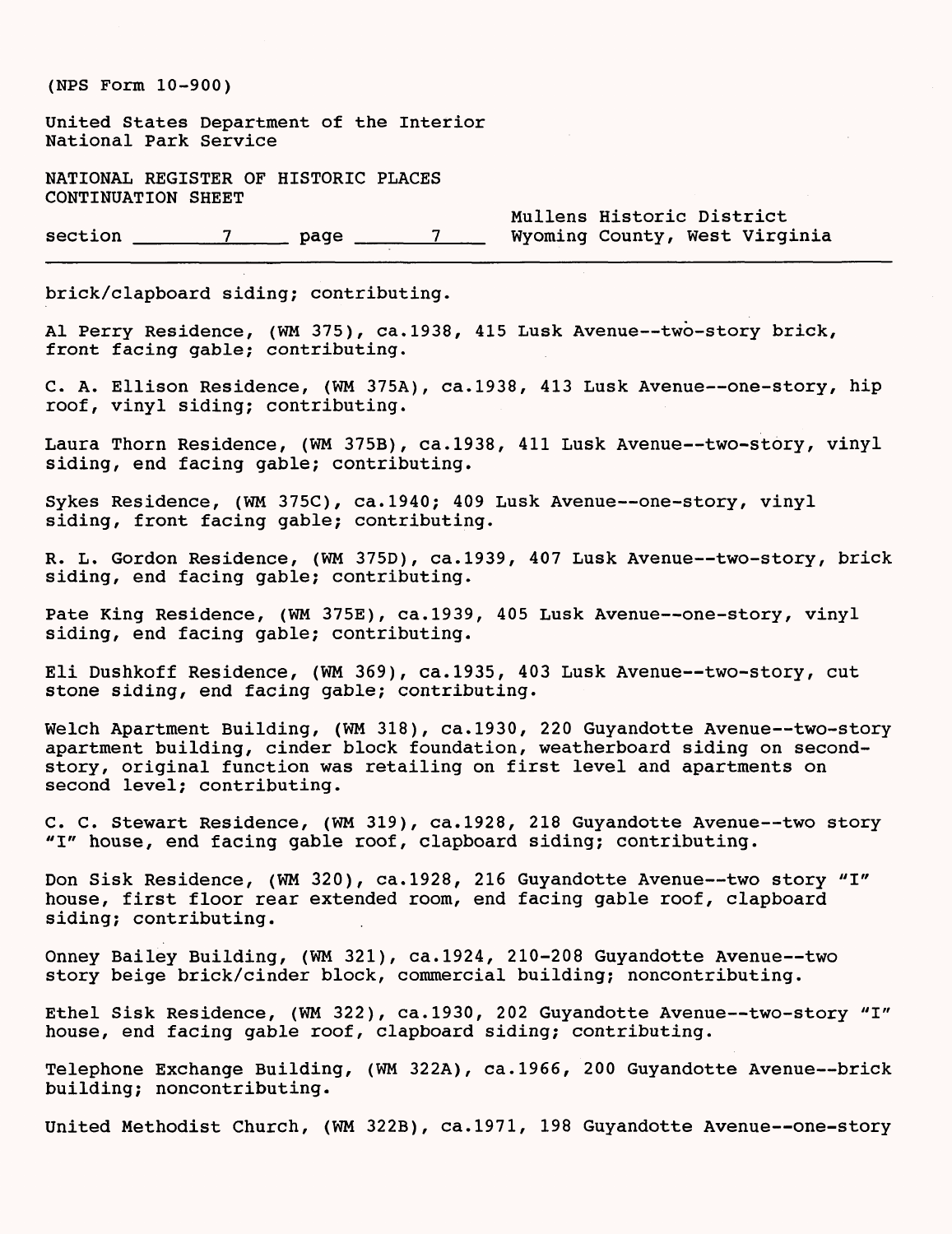(NPS Form 10-900)

United States Department of the Interior
National Park Service

NATIONAL REGISTER OF HISTORIC PLACES
CONTINUATION SHEET

section 7 page 7

Mullens Historic District
Wyoming County, West Virginia

brick/clapboard siding; contributing.

Al Perry Residence, (WM 375), ca.1938, 415 Lusk Avenue--two-story brick, front facing gable; contributing.

C. A. Ellison Residence, (WM 375A), ca.1938, 413 Lusk Avenue--one-story, hip roof, vinyl siding; contributing.

Laura Thorn Residence, (WM 375B), ca.1938, 411 Lusk Avenue--two-story, vinyl siding, end facing gable; contributing.

Sykes Residence, (WM 375C), ca.1940; 409 Lusk Avenue--one-story, vinyl siding, front facing gable; contributing.

R. L. Gordon Residence, (WM 375D), ca.1939, 407 Lusk Avenue--two-story, brick siding, end facing gable; contributing.

Pate King Residence, (WM 375E), ca.1939, 405 Lusk Avenue--one-story, vinyl siding, end facing gable; contributing.

Eli Dushkoff Residence, (WM 369), ca.1935, 403 Lusk Avenue--two-story, cut stone siding, end facing gable; contributing.

Welch Apartment Building, (WM 318), ca.1930, 220 Guyandotte Avenue--two-story apartment building, cinder block foundation, weatherboard siding on second-story, original function was retailing on first level and apartments on second level; contributing.

C. C. Stewart Residence, (WM 319), ca.1928, 218 Guyandotte Avenue--two story "I" house, end facing gable roof, clapboard siding; contributing.

Don Sisk Residence, (WM 320), ca.1928, 216 Guyandotte Avenue--two story "I" house, first floor rear extended room, end facing gable roof, clapboard siding; contributing.

Onney Bailey Building, (WM 321), ca.1924, 210-208 Guyandotte Avenue--two story beige brick/cinder block, commercial building; noncontributing.

Ethel Sisk Residence, (WM 322), ca.1930, 202 Guyandotte Avenue--two-story "I" house, end facing gable roof, clapboard siding; contributing.

Telephone Exchange Building, (WM 322A), ca.1966, 200 Guyandotte Avenue--brick building; noncontributing.

United Methodist Church, (WM 322B), ca.1971, 198 Guyandotte Avenue--one-story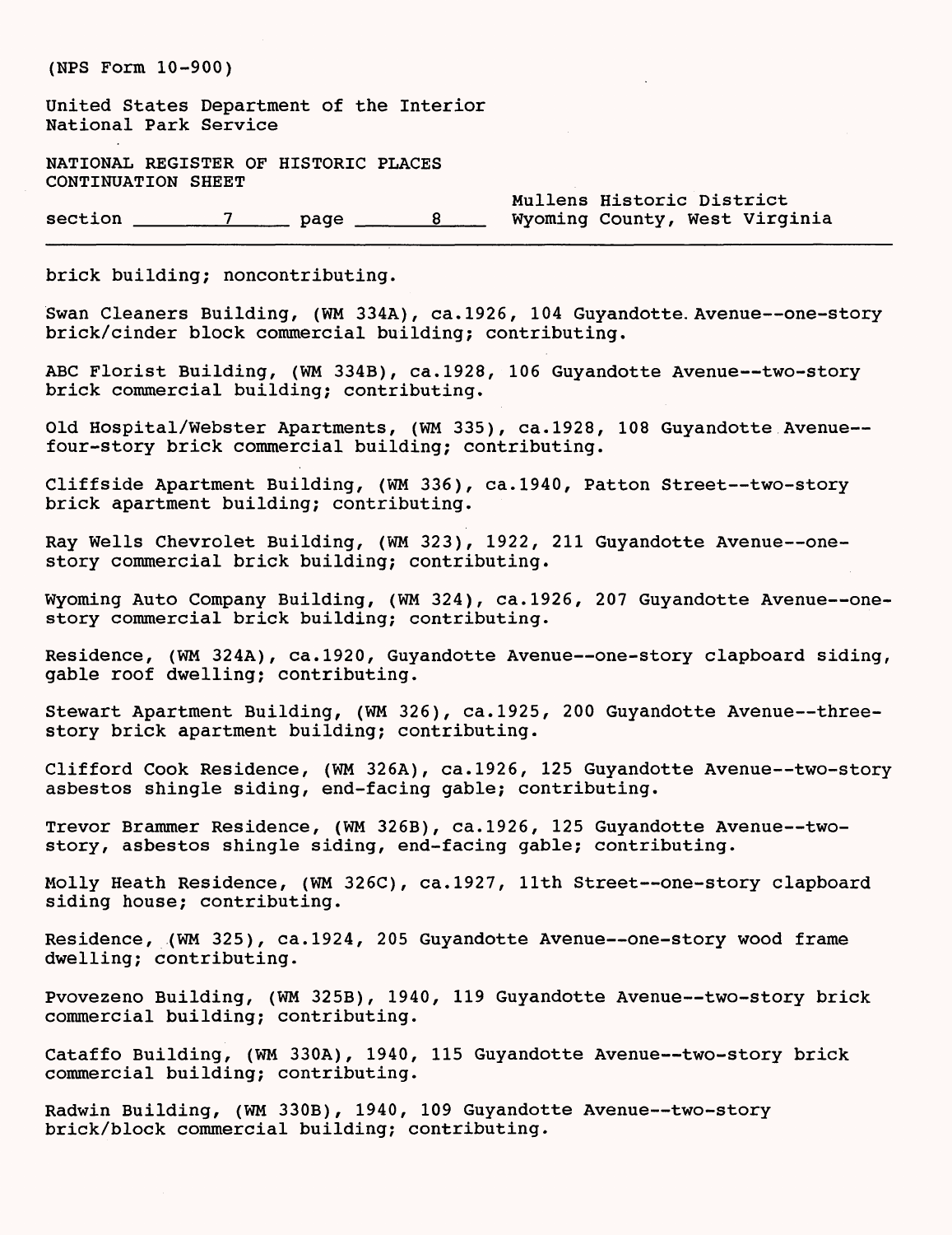brick building; noncontributing.

Swan Cleaners Building, (WM 334A), ca.1926, 104 Guyandotte Avenue--one-story brick/cinder block commercial building; contributing.

ABC Florist Building, (WM 334B), ca.1928, 106 Guyandotte Avenue--two-story brick commercial building; contributing.

Old Hospital/Webster Apartments, (WM 335), ca.1928, 108 Guyandotte Avenue--four-story brick commercial building; contributing.

Cliffside Apartment Building, (WM 336), ca.1940, Patton Street--two-story brick apartment building; contributing.

Ray Wells Chevrolet Building, (WM 323), 1922, 211 Guyandotte Avenue--one-story commercial brick building; contributing.

Wyoming Auto Company Building, (WM 324), ca.1926, 207 Guyandotte Avenue--one-story commercial brick building; contributing.

Residence, (WM 324A), ca.1920, Guyandotte Avenue--one-story clapboard siding, gable roof dwelling; contributing.

Stewart Apartment Building, (WM 326), ca.1925, 200 Guyandotte Avenue--three-story brick apartment building; contributing.

Clifford Cook Residence, (WM 326A), ca.1926, 125 Guyandotte Avenue--two-story asbestos shingle siding, end-facing gable; contributing.

Trevor Brammer Residence, (WM 326B), ca.1926, 125 Guyandotte Avenue--two-story, asbestos shingle siding, end-facing gable; contributing.

Molly Heath Residence, (WM 326C), ca.1927, 11th Street--one-story clapboard siding house; contributing.

Residence, (WM 325), ca.1924, 205 Guyandotte Avenue--one-story wood frame dwelling; contributing.

Pvovezeno Building, (WM 325B), 1940, 119 Guyandotte Avenue--two-story brick commercial building; contributing.

Cataffo Building, (WM 330A), 1940, 115 Guyandotte Avenue--two-story brick commercial building; contributing.

Radwin Building, (WM 330B), 1940, 109 Guyandotte Avenue--two-story brick/block commercial building; contributing.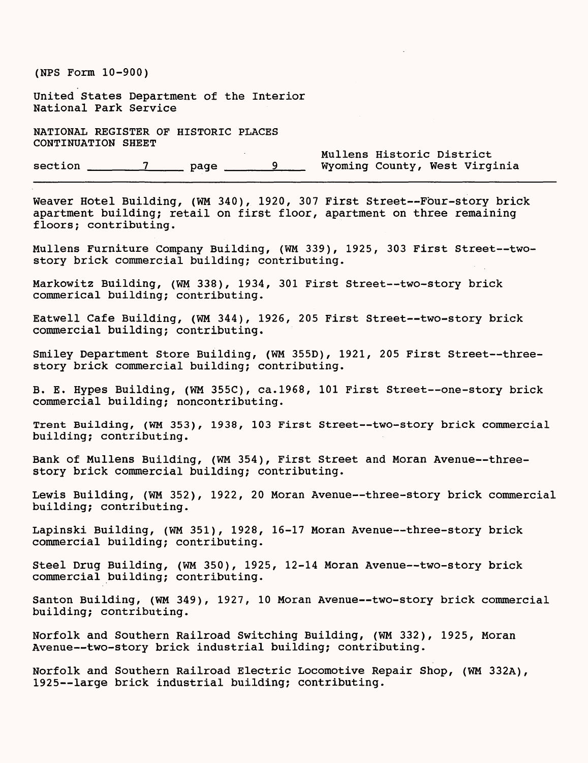Weaver Hotel Building, (WM 340), 1920, 307 First Street--Four-story brick apartment building; retail on first floor, apartment on three remaining floors; contributing.

Mullens Furniture Company Building, (WM 339), 1925, 303 First Street--two-story brick commercial building; contributing.

Markowitz Building, (WM 338), 1934, 301 First Street--two-story brick commerical building; contributing.

Eatwell Cafe Building, (WM 344), 1926, 205 First Street--two-story brick commercial building; contributing.

Smiley Department Store Building, (WM 355D), 1921, 205 First Street--three-story brick commercial building; contributing.

B. E. Hypes Building, (WM 355C), ca.1968, 101 First Street--one-story brick commercial building; noncontributing.

Trent Building, (WM 353), 1938, 103 First Street--two-story brick commercial building; contributing.

Bank of Mullens Building, (WM 354), First Street and Moran Avenue--three-story brick commercial building; contributing.

Lewis Building, (WM 352), 1922, 20 Moran Avenue--three-story brick commercial building; contributing.

Lapinski Building, (WM 351), 1928, 16-17 Moran Avenue--three-story brick commercial building; contributing.

Steel Drug Building, (WM 350), 1925, 12-14 Moran Avenue--two-story brick commercial building; contributing.

Santon Building, (WM 349), 1927, 10 Moran Avenue--two-story brick commercial building; contributing.

Norfolk and Southern Railroad Switching Building, (WM 332), 1925, Moran Avenue--two-story brick industrial building; contributing.

Norfolk and Southern Railroad Electric Locomotive Repair Shop, (WM 332A), 1925--large brick industrial building; contributing.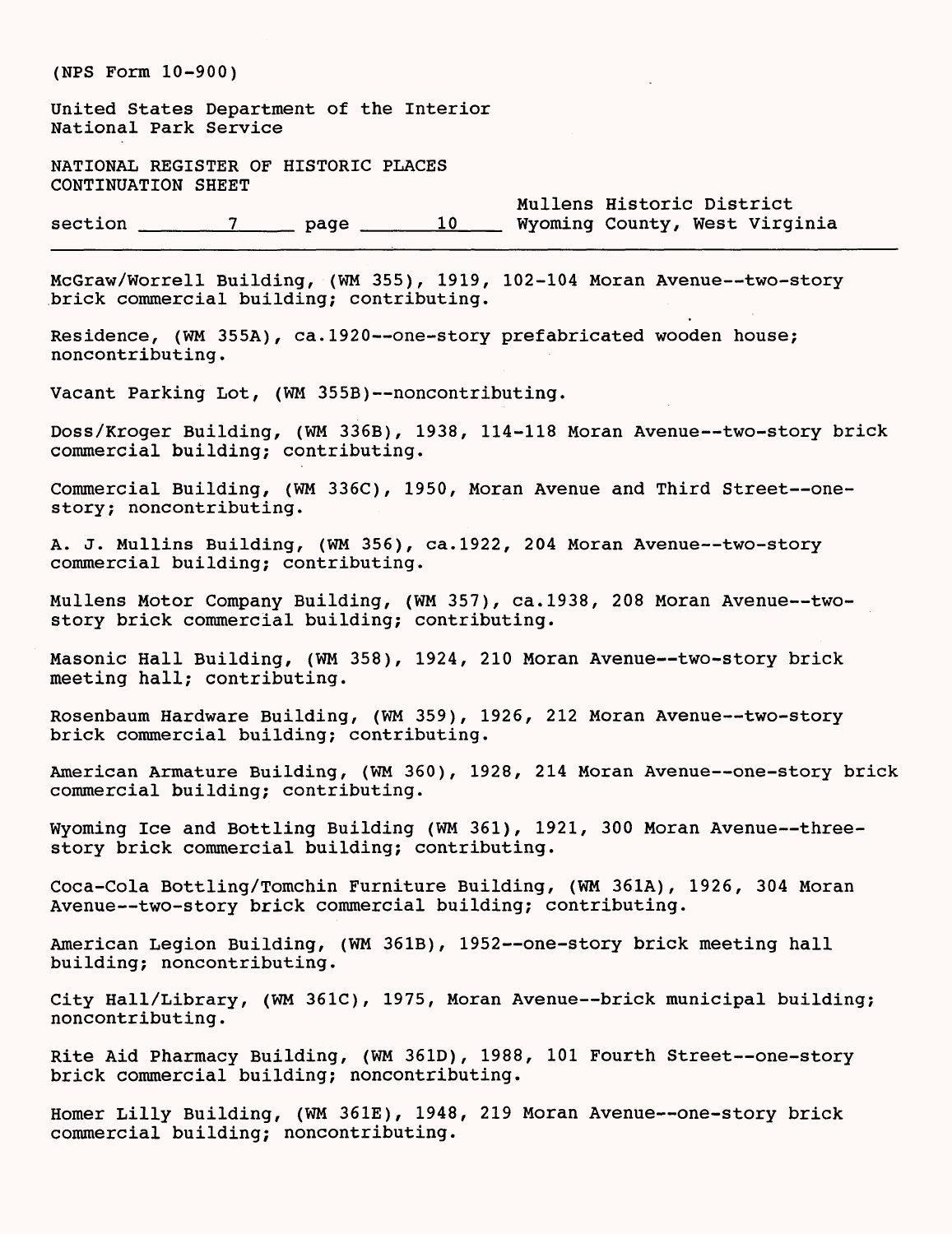(NPS Form 10-900)

United States Department of the Interior
National Park Service

NATIONAL REGISTER OF HISTORIC PLACES
CONTINUATION SHEET

section 7 page 10 — Mullens Historic District, Wyoming County, West Virginia

---

McGraw/Worrell Building, (WM 355), 1919, 102-104 Moran Avenue--two-story brick commercial building; contributing.

Residence, (WM 355A), ca.1920--one-story prefabricated wooden house; noncontributing.

Vacant Parking Lot, (WM 355B)--noncontributing.

Doss/Kroger Building, (WM 336B), 1938, 114-118 Moran Avenue--two-story brick commercial building; contributing.

Commercial Building, (WM 336C), 1950, Moran Avenue and Third Street--one-story; noncontributing.

A. J. Mullins Building, (WM 356), ca.1922, 204 Moran Avenue--two-story commercial building; contributing.

Mullens Motor Company Building, (WM 357), ca.1938, 208 Moran Avenue--two-story brick commercial building; contributing.

Masonic Hall Building, (WM 358), 1924, 210 Moran Avenue--two-story brick meeting hall; contributing.

Rosenbaum Hardware Building, (WM 359), 1926, 212 Moran Avenue--two-story brick commercial building; contributing.

American Armature Building, (WM 360), 1928, 214 Moran Avenue--one-story brick commercial building; contributing.

Wyoming Ice and Bottling Building (WM 361), 1921, 300 Moran Avenue--three-story brick commercial building; contributing.

Coca-Cola Bottling/Tomchin Furniture Building, (WM 361A), 1926, 304 Moran Avenue--two-story brick commercial building; contributing.

American Legion Building, (WM 361B), 1952--one-story brick meeting hall building; noncontributing.

City Hall/Library, (WM 361C), 1975, Moran Avenue--brick municipal building; noncontributing.

Rite Aid Pharmacy Building, (WM 361D), 1988, 101 Fourth Street--one-story brick commercial building; noncontributing.

Homer Lilly Building, (WM 361E), 1948, 219 Moran Avenue--one-story brick commercial building; noncontributing.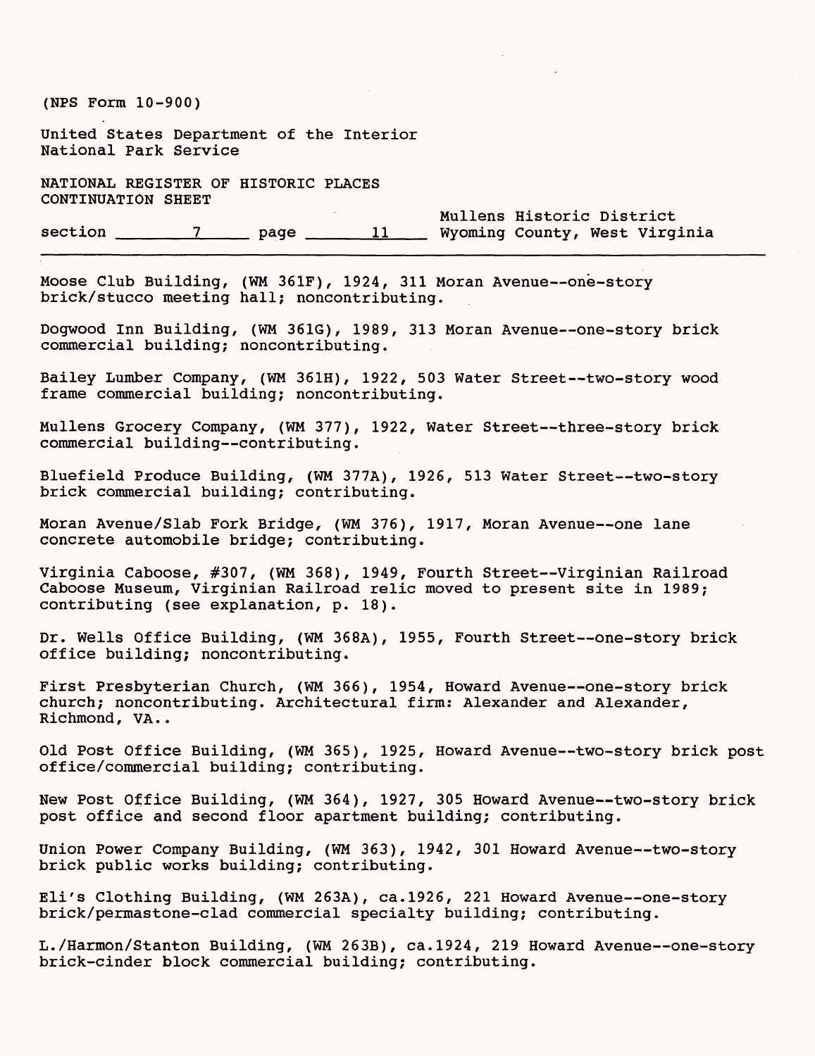Moose Club Building, (WM 361F), 1924, 311 Moran Avenue--one-story brick/stucco meeting hall; noncontributing.

Dogwood Inn Building, (WM 361G), 1989, 313 Moran Avenue--one-story brick commercial building; noncontributing.

Bailey Lumber Company, (WM 361H), 1922, 503 Water Street--two-story wood frame commercial building; noncontributing.

Mullens Grocery Company, (WM 377), 1922, Water Street--three-story brick commercial building--contributing.

Bluefield Produce Building, (WM 377A), 1926, 513 Water Street--two-story brick commercial building; contributing.

Moran Avenue/Slab Fork Bridge, (WM 376), 1917, Moran Avenue--one lane concrete automobile bridge; contributing.

Virginia Caboose, #307, (WM 368), 1949, Fourth Street--Virginian Railroad Caboose Museum, Virginian Railroad relic moved to present site in 1989; contributing (see explanation, p. 18).

Dr. Wells Office Building, (WM 368A), 1955, Fourth Street--one-story brick office building; noncontributing.

First Presbyterian Church, (WM 366), 1954, Howard Avenue--one-story brick church; noncontributing. Architectural firm: Alexander and Alexander, Richmond, VA..

Old Post Office Building, (WM 365), 1925, Howard Avenue--two-story brick post office/commercial building; contributing.

New Post Office Building, (WM 364), 1927, 305 Howard Avenue--two-story brick post office and second floor apartment building; contributing.

Union Power Company Building, (WM 363), 1942, 301 Howard Avenue--two-story brick public works building; contributing.

Eli's Clothing Building, (WM 263A), ca.1926, 221 Howard Avenue--one-story brick/permastone-clad commercial specialty building; contributing.

L./Harmon/Stanton Building, (WM 263B), ca.1924, 219 Howard Avenue--one-story brick-cinder block commercial building; contributing.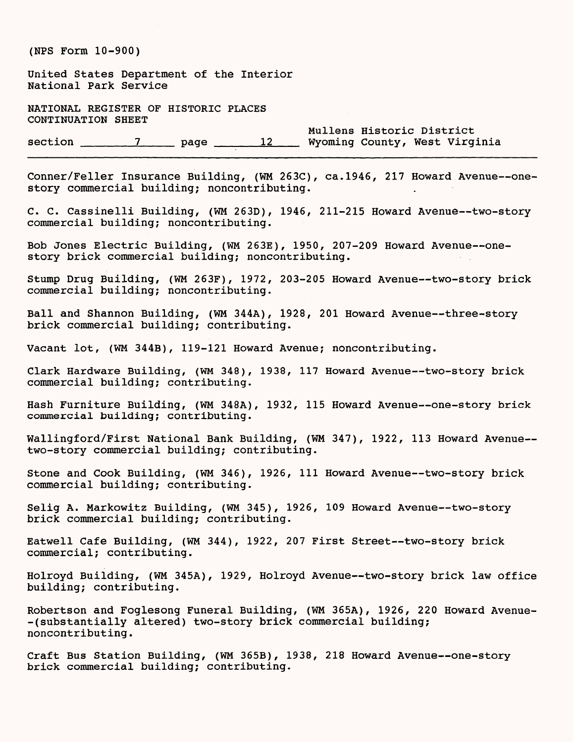Conner/Feller Insurance Building, (WM 263C), ca.1946, 217 Howard Avenue--one-story commercial building; noncontributing.

C. C. Cassinelli Building, (WM 263D), 1946, 211-215 Howard Avenue--two-story commercial building; noncontributing.

Bob Jones Electric Building, (WM 263E), 1950, 207-209 Howard Avenue--one-story brick commercial building; noncontributing.

Stump Drug Building, (WM 263F), 1972, 203-205 Howard Avenue--two-story brick commercial building; noncontributing.

Ball and Shannon Building, (WM 344A), 1928, 201 Howard Avenue--three-story brick commercial building; contributing.

Vacant lot, (WM 344B), 119-121 Howard Avenue; noncontributing.

Clark Hardware Building, (WM 348), 1938, 117 Howard Avenue--two-story brick commercial building; contributing.

Hash Furniture Building, (WM 348A), 1932, 115 Howard Avenue--one-story brick commercial building; contributing.

Wallingford/First National Bank Building, (WM 347), 1922, 113 Howard Avenue--two-story commercial building; contributing.

Stone and Cook Building, (WM 346), 1926, 111 Howard Avenue--two-story brick commercial building; contributing.

Selig A. Markowitz Building, (WM 345), 1926, 109 Howard Avenue--two-story brick commercial building; contributing.

Eatwell Cafe Building, (WM 344), 1922, 207 First Street--two-story brick commercial; contributing.

Holroyd Building, (WM 345A), 1929, Holroyd Avenue--two-story brick law office building; contributing.

Robertson and Foglesong Funeral Building, (WM 365A), 1926, 220 Howard Avenue--(substantially altered) two-story brick commercial building; noncontributing.

Craft Bus Station Building, (WM 365B), 1938, 218 Howard Avenue--one-story brick commercial building; contributing.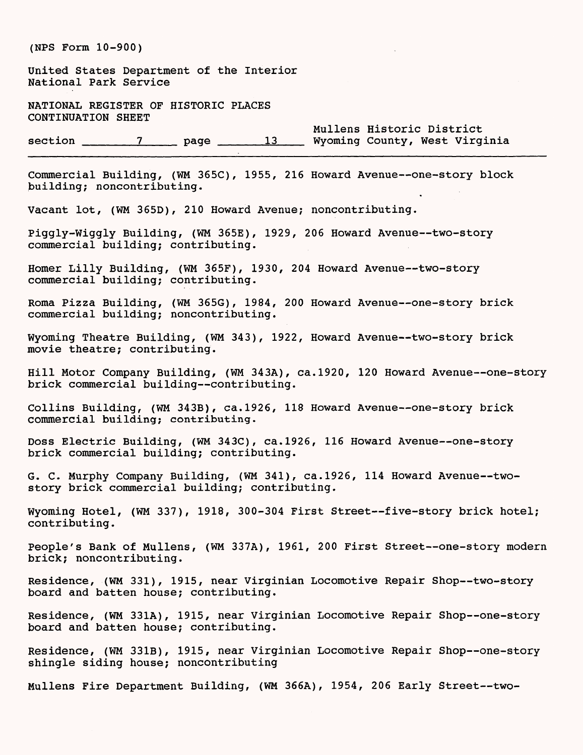(NPS Form 10-900)

United States Department of the Interior
National Park Service

NATIONAL REGISTER OF HISTORIC PLACES
CONTINUATION SHEET

section 7 page 13 Mullens Historic District
Wyoming County, West Virginia

Commercial Building, (WM 365C), 1955, 216 Howard Avenue--one-story block building; noncontributing.

Vacant lot, (WM 365D), 210 Howard Avenue; noncontributing.

Piggly-Wiggly Building, (WM 365E), 1929, 206 Howard Avenue--two-story commercial building; contributing.

Homer Lilly Building, (WM 365F), 1930, 204 Howard Avenue--two-story commercial building; contributing.

Roma Pizza Building, (WM 365G), 1984, 200 Howard Avenue--one-story brick commercial building; noncontributing.

Wyoming Theatre Building, (WM 343), 1922, Howard Avenue--two-story brick movie theatre; contributing.

Hill Motor Company Building, (WM 343A), ca.1920, 120 Howard Avenue--one-story brick commercial building--contributing.

Collins Building, (WM 343B), ca.1926, 118 Howard Avenue--one-story brick commercial building; contributing.

Doss Electric Building, (WM 343C), ca.1926, 116 Howard Avenue--one-story brick commercial building; contributing.

G. C. Murphy Company Building, (WM 341), ca.1926, 114 Howard Avenue--two-story brick commercial building; contributing.

Wyoming Hotel, (WM 337), 1918, 300-304 First Street--five-story brick hotel; contributing.

People's Bank of Mullens, (WM 337A), 1961, 200 First Street--one-story modern brick; noncontributing.

Residence, (WM 331), 1915, near Virginian Locomotive Repair Shop--two-story board and batten house; contributing.

Residence, (WM 331A), 1915, near Virginian Locomotive Repair Shop--one-story board and batten house; contributing.

Residence, (WM 331B), 1915, near Virginian Locomotive Repair Shop--one-story shingle siding house; noncontributing

Mullens Fire Department Building, (WM 366A), 1954, 206 Early Street--two-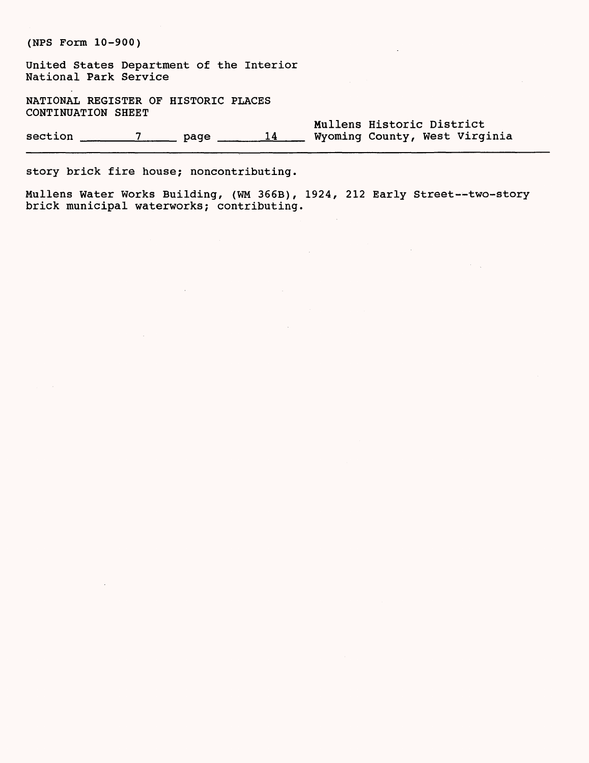story brick fire house; noncontributing.

Mullens Water Works Building, (WM 366B), 1924, 212 Early Street--two-story brick municipal waterworks; contributing.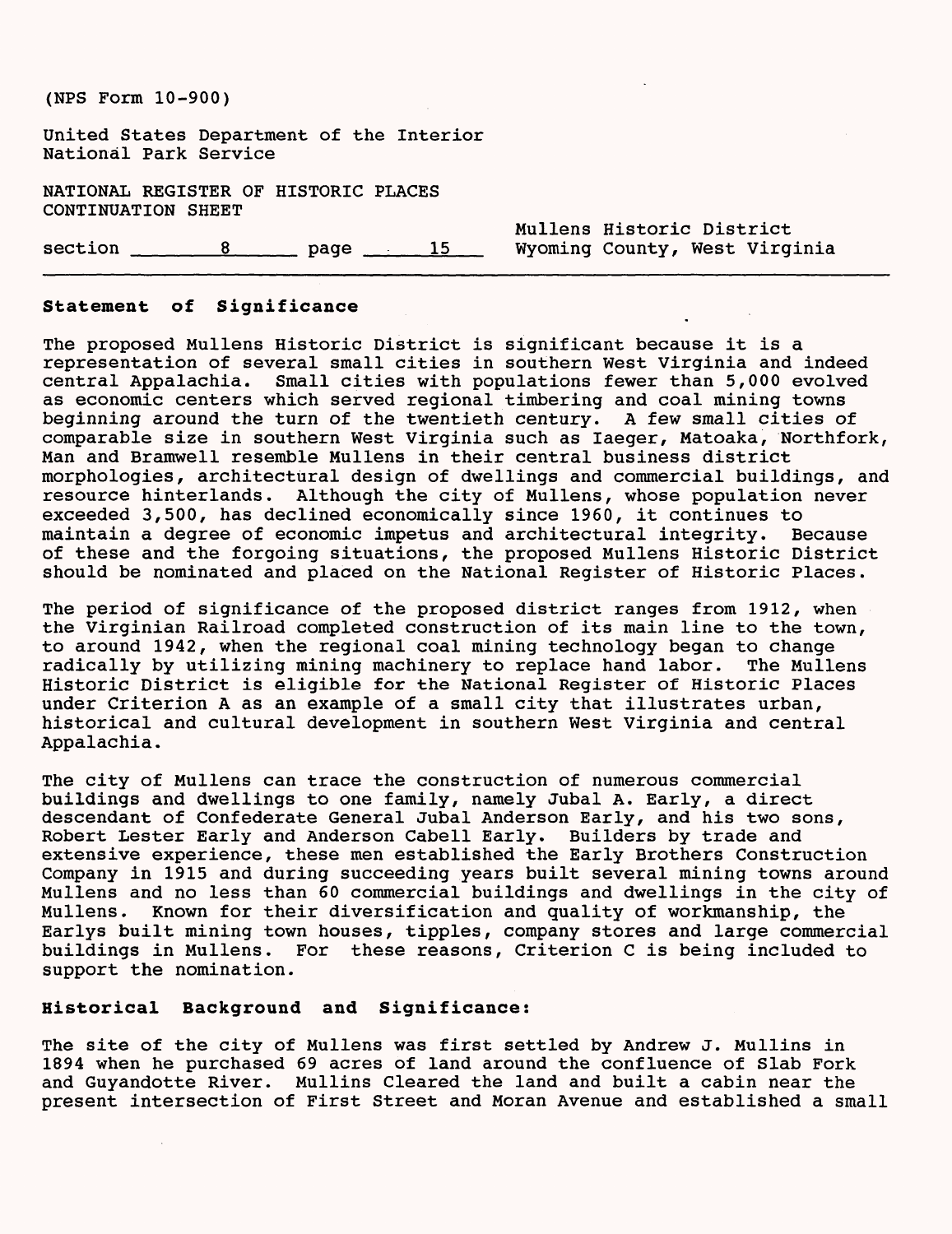## Statement of Significance

The proposed Mullens Historic District is significant because it is a representation of several small cities in southern West Virginia and indeed central Appalachia. Small cities with populations fewer than 5,000 evolved as economic centers which served regional timbering and coal mining towns beginning around the turn of the twentieth century. A few small cities of comparable size in southern West Virginia such as Iaeger, Matoaka, Northfork, Man and Bramwell resemble Mullens in their central business district morphologies, architectural design of dwellings and commercial buildings, and resource hinterlands. Although the city of Mullens, whose population never exceeded 3,500, has declined economically since 1960, it continues to maintain a degree of economic impetus and architectural integrity. Because of these and the forgoing situations, the proposed Mullens Historic District should be nominated and placed on the National Register of Historic Places.

The period of significance of the proposed district ranges from 1912, when the Virginian Railroad completed construction of its main line to the town, to around 1942, when the regional coal mining technology began to change radically by utilizing mining machinery to replace hand labor. The Mullens Historic District is eligible for the National Register of Historic Places under Criterion A as an example of a small city that illustrates urban, historical and cultural development in southern West Virginia and central Appalachia.

The city of Mullens can trace the construction of numerous commercial buildings and dwellings to one family, namely Jubal A. Early, a direct descendant of Confederate General Jubal Anderson Early, and his two sons, Robert Lester Early and Anderson Cabell Early. Builders by trade and extensive experience, these men established the Early Brothers Construction Company in 1915 and during succeeding years built several mining towns around Mullens and no less than 60 commercial buildings and dwellings in the city of Mullens. Known for their diversification and quality of workmanship, the Earlys built mining town houses, tipples, company stores and large commercial buildings in Mullens. For these reasons, Criterion C is being included to support the nomination.

## Historical Background and Significance:

The site of the city of Mullens was first settled by Andrew J. Mullins in 1894 when he purchased 69 acres of land around the confluence of Slab Fork and Guyandotte River. Mullins Cleared the land and built a cabin near the present intersection of First Street and Moran Avenue and established a small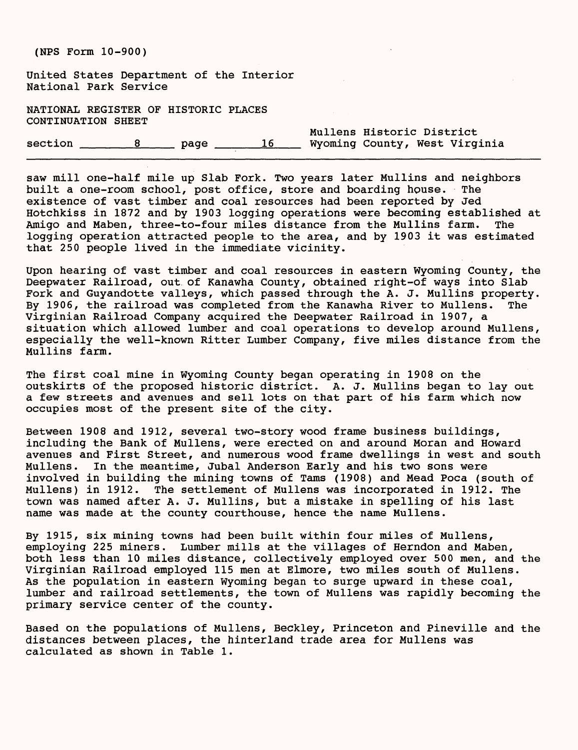saw mill one-half mile up Slab Fork. Two years later Mullins and neighbors built a one-room school, post office, store and boarding house. The existence of vast timber and coal resources had been reported by Jed Hotchkiss in 1872 and by 1903 logging operations were becoming established at Amigo and Maben, three-to-four miles distance from the Mullins farm. The logging operation attracted people to the area, and by 1903 it was estimated that 250 people lived in the immediate vicinity.

Upon hearing of vast timber and coal resources in eastern Wyoming County, the Deepwater Railroad, out of Kanawha County, obtained right-of ways into Slab Fork and Guyandotte valleys, which passed through the A. J. Mullins property. By 1906, the railroad was completed from the Kanawha River to Mullens. The Virginian Railroad Company acquired the Deepwater Railroad in 1907, a situation which allowed lumber and coal operations to develop around Mullens, especially the well-known Ritter Lumber Company, five miles distance from the Mullins farm.

The first coal mine in Wyoming County began operating in 1908 on the outskirts of the proposed historic district. A. J. Mullins began to lay out a few streets and avenues and sell lots on that part of his farm which now occupies most of the present site of the city.

Between 1908 and 1912, several two-story wood frame business buildings, including the Bank of Mullens, were erected on and around Moran and Howard avenues and First Street, and numerous wood frame dwellings in west and south Mullens. In the meantime, Jubal Anderson Early and his two sons were involved in building the mining towns of Tams (1908) and Mead Poca (south of Mullens) in 1912. The settlement of Mullens was incorporated in 1912. The town was named after A. J. Mullins, but a mistake in spelling of his last name was made at the county courthouse, hence the name Mullens.

By 1915, six mining towns had been built within four miles of Mullens, employing 225 miners. Lumber mills at the villages of Herndon and Maben, both less than 10 miles distance, collectively employed over 500 men, and the Virginian Railroad employed 115 men at Elmore, two miles south of Mullens. As the population in eastern Wyoming began to surge upward in these coal, lumber and railroad settlements, the town of Mullens was rapidly becoming the primary service center of the county.

Based on the populations of Mullens, Beckley, Princeton and Pineville and the distances between places, the hinterland trade area for Mullens was calculated as shown in Table 1.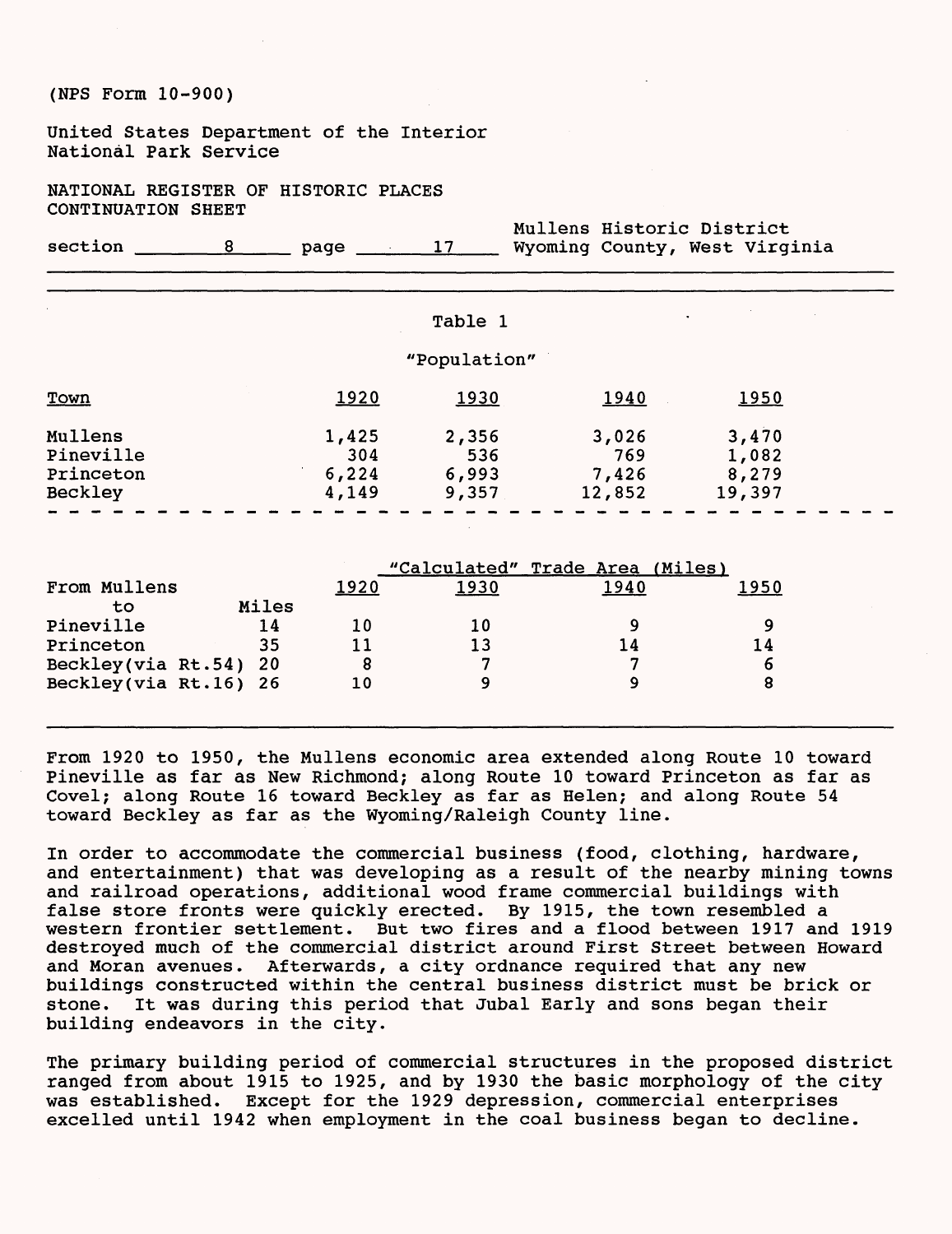Table 1

"Population"

| Town | 1920 | 1930 | 1940 | 1950 |
|---|---|---|---|---|
| Mullens | 1,425 | 2,356 | 3,026 | 3,470 |
| Pineville | 304 | 536 | 769 | 1,082 |
| Princeton | 6,224 | 6,993 | 7,426 | 8,279 |
| Beckley | 4,149 | 9,357 | 12,852 | 19,397 |

| From Mullens to | Miles | "Calculated" Trade Area (Miles) 1920 | 1930 | 1940 | 1950 |
|---|---|---|---|---|---|
| Pineville | 14 | 10 | 10 | 9 | 9 |
| Princeton | 35 | 11 | 13 | 14 | 14 |
| Beckley(via Rt.54) | 20 | 8 | 7 | 7 | 6 |
| Beckley(via Rt.16) | 26 | 10 | 9 | 9 | 8 |

From 1920 to 1950, the Mullens economic area extended along Route 10 toward Pineville as far as New Richmond; along Route 10 toward Princeton as far as Covel; along Route 16 toward Beckley as far as Helen; and along Route 54 toward Beckley as far as the Wyoming/Raleigh County line.

In order to accommodate the commercial business (food, clothing, hardware, and entertainment) that was developing as a result of the nearby mining towns and railroad operations, additional wood frame commercial buildings with false store fronts were quickly erected. By 1915, the town resembled a western frontier settlement. But two fires and a flood between 1917 and 1919 destroyed much of the commercial district around First Street between Howard and Moran avenues. Afterwards, a city ordnance required that any new buildings constructed within the central business district must be brick or stone. It was during this period that Jubal Early and sons began their building endeavors in the city.

The primary building period of commercial structures in the proposed district ranged from about 1915 to 1925, and by 1930 the basic morphology of the city was established. Except for the 1929 depression, commercial enterprises excelled until 1942 when employment in the coal business began to decline.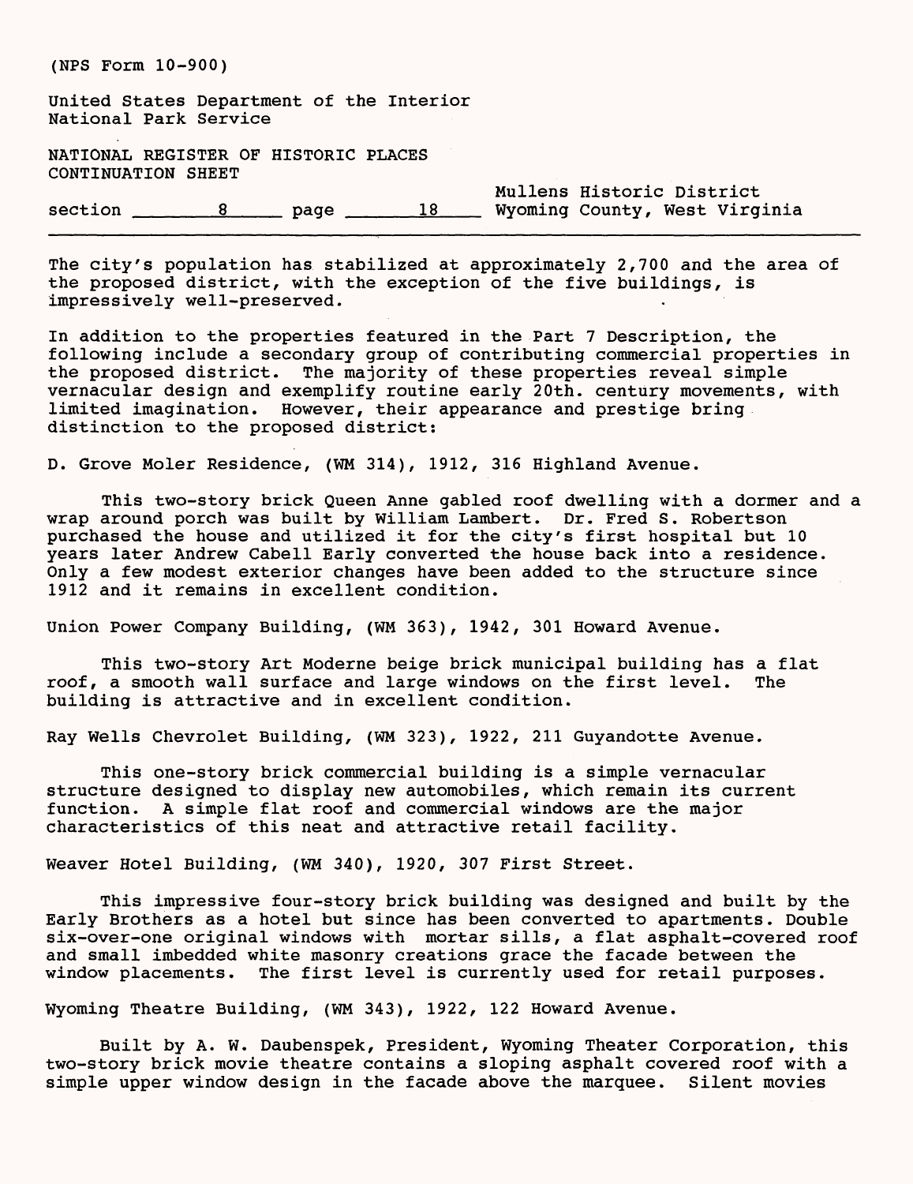The city's population has stabilized at approximately 2,700 and the area of the proposed district, with the exception of the five buildings, is impressively well-preserved.

In addition to the properties featured in the Part 7 Description, the following include a secondary group of contributing commercial properties in the proposed district. The majority of these properties reveal simple vernacular design and exemplify routine early 20th. century movements, with limited imagination. However, their appearance and prestige bring distinction to the proposed district:

D. Grove Moler Residence, (WM 314), 1912, 316 Highland Avenue.

This two-story brick Queen Anne gabled roof dwelling with a dormer and a wrap around porch was built by William Lambert. Dr. Fred S. Robertson purchased the house and utilized it for the city's first hospital but 10 years later Andrew Cabell Early converted the house back into a residence. Only a few modest exterior changes have been added to the structure since 1912 and it remains in excellent condition.

Union Power Company Building, (WM 363), 1942, 301 Howard Avenue.

This two-story Art Moderne beige brick municipal building has a flat roof, a smooth wall surface and large windows on the first level. The building is attractive and in excellent condition.

Ray Wells Chevrolet Building, (WM 323), 1922, 211 Guyandotte Avenue.

This one-story brick commercial building is a simple vernacular structure designed to display new automobiles, which remain its current function. A simple flat roof and commercial windows are the major characteristics of this neat and attractive retail facility.

Weaver Hotel Building, (WM 340), 1920, 307 First Street.

This impressive four-story brick building was designed and built by the Early Brothers as a hotel but since has been converted to apartments. Double six-over-one original windows with mortar sills, a flat asphalt-covered roof and small imbedded white masonry creations grace the facade between the window placements. The first level is currently used for retail purposes.

Wyoming Theatre Building, (WM 343), 1922, 122 Howard Avenue.

Built by A. W. Daubenspek, President, Wyoming Theater Corporation, this two-story brick movie theatre contains a sloping asphalt covered roof with a simple upper window design in the facade above the marquee. Silent movies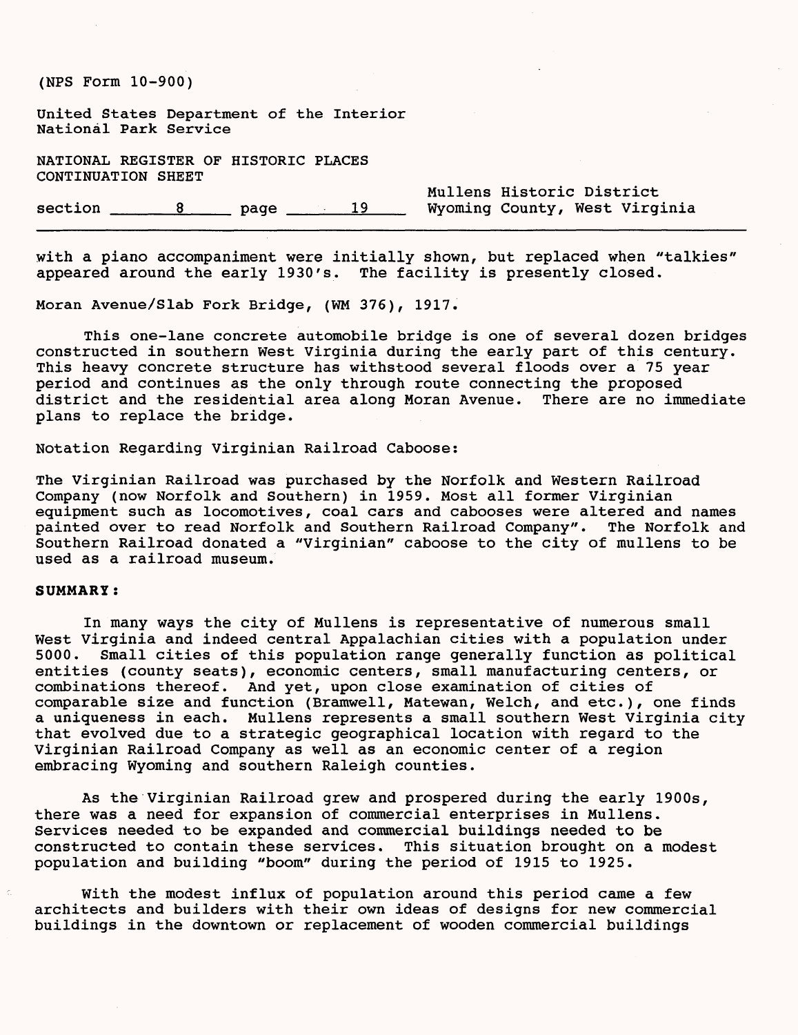with a piano accompaniment were initially shown, but replaced when "talkies" appeared around the early 1930's. The facility is presently closed.

Moran Avenue/Slab Fork Bridge, (WM 376), 1917.

This one-lane concrete automobile bridge is one of several dozen bridges constructed in southern West Virginia during the early part of this century. This heavy concrete structure has withstood several floods over a 75 year period and continues as the only through route connecting the proposed district and the residential area along Moran Avenue. There are no immediate plans to replace the bridge.

Notation Regarding Virginian Railroad Caboose:

The Virginian Railroad was purchased by the Norfolk and Western Railroad Company (now Norfolk and Southern) in 1959. Most all former Virginian equipment such as locomotives, coal cars and cabooses were altered and names painted over to read Norfolk and Southern Railroad Company". The Norfolk and Southern Railroad donated a "Virginian" caboose to the city of mullens to be used as a railroad museum.

**SUMMARY:**

In many ways the city of Mullens is representative of numerous small West Virginia and indeed central Appalachian cities with a population under 5000. Small cities of this population range generally function as political entities (county seats), economic centers, small manufacturing centers, or combinations thereof. And yet, upon close examination of cities of comparable size and function (Bramwell, Matewan, Welch, and etc.), one finds a uniqueness in each. Mullens represents a small southern West Virginia city that evolved due to a strategic geographical location with regard to the Virginian Railroad Company as well as an economic center of a region embracing Wyoming and southern Raleigh counties.

As the Virginian Railroad grew and prospered during the early 1900s, there was a need for expansion of commercial enterprises in Mullens. Services needed to be expanded and commercial buildings needed to be constructed to contain these services. This situation brought on a modest population and building "boom" during the period of 1915 to 1925.

With the modest influx of population around this period came a few architects and builders with their own ideas of designs for new commercial buildings in the downtown or replacement of wooden commercial buildings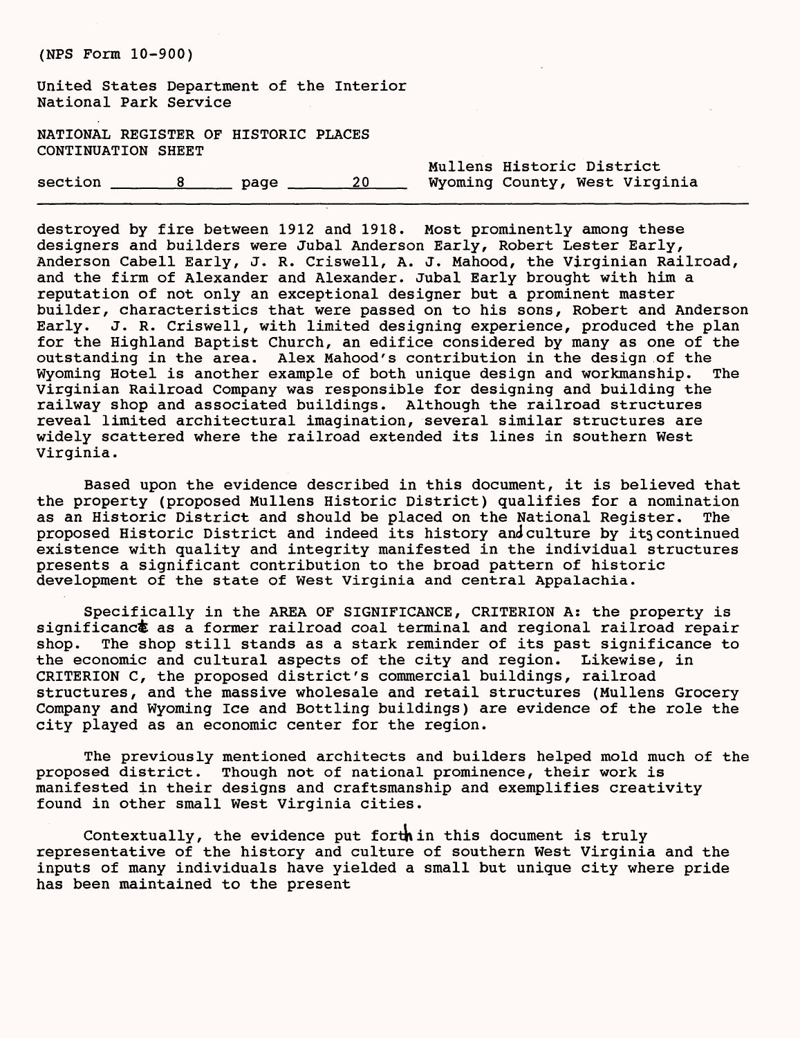destroyed by fire between 1912 and 1918. Most prominently among these designers and builders were Jubal Anderson Early, Robert Lester Early, Anderson Cabell Early, J. R. Criswell, A. J. Mahood, the Virginian Railroad, and the firm of Alexander and Alexander. Jubal Early brought with him a reputation of not only an exceptional designer but a prominent master builder, characteristics that were passed on to his sons, Robert and Anderson Early. J. R. Criswell, with limited designing experience, produced the plan for the Highland Baptist Church, an edifice considered by many as one of the outstanding in the area. Alex Mahood's contribution in the design of the Wyoming Hotel is another example of both unique design and workmanship. The Virginian Railroad Company was responsible for designing and building the railway shop and associated buildings. Although the railroad structures reveal limited architectural imagination, several similar structures are widely scattered where the railroad extended its lines in southern West Virginia.

Based upon the evidence described in this document, it is believed that the property (proposed Mullens Historic District) qualifies for a nomination as an Historic District and should be placed on the National Register. The proposed Historic District and indeed its history and culture by its continued existence with quality and integrity manifested in the individual structures presents a significant contribution to the broad pattern of historic development of the state of West Virginia and central Appalachia.

Specifically in the AREA OF SIGNIFICANCE, CRITERION A: the property is significant as a former railroad coal terminal and regional railroad repair shop. The shop still stands as a stark reminder of its past significance to the economic and cultural aspects of the city and region. Likewise, in CRITERION C, the proposed district's commercial buildings, railroad structures, and the massive wholesale and retail structures (Mullens Grocery Company and Wyoming Ice and Bottling buildings) are evidence of the role the city played as an economic center for the region.

The previously mentioned architects and builders helped mold much of the proposed district. Though not of national prominence, their work is manifested in their designs and craftsmanship and exemplifies creativity found in other small West Virginia cities.

Contextually, the evidence put forth in this document is truly representative of the history and culture of southern West Virginia and the inputs of many individuals have yielded a small but unique city where pride has been maintained to the present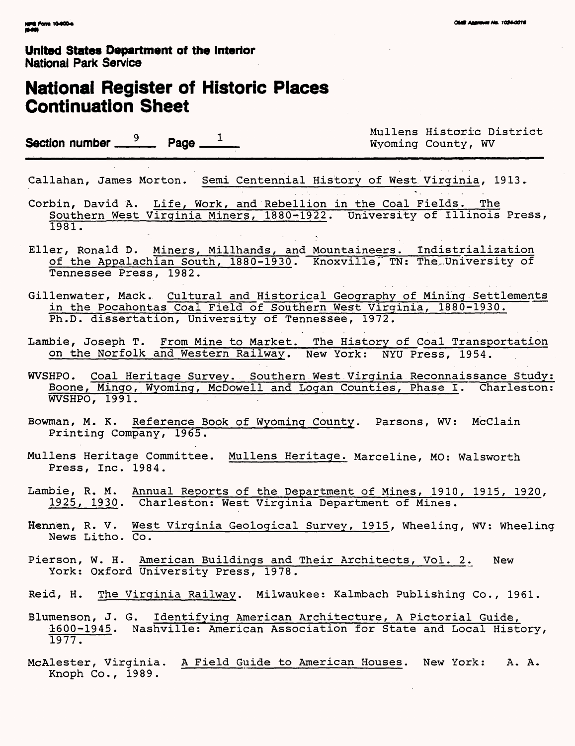United States Department of the Interior
National Park Service

# National Register of Historic Places Continuation Sheet

Section number 9 Page 1

Mullens Historic District
Wyoming County, WV

Callahan, James Morton. Semi Centennial History of West Virginia, 1913.

Corbin, David A. Life, Work, and Rebellion in the Coal Fields. The Southern West Virginia Miners, 1880-1922. University of Illinois Press, 1981.

Eller, Ronald D. Miners, Millhands, and Mountaineers. Indistrialization of the Appalachian South, 1880-1930. Knoxville, TN: The University of Tennessee Press, 1982.

Gillenwater, Mack. Cultural and Historical Geography of Mining Settlements in the Pocahontas Coal Field of Southern West Virginia, 1880-1930. Ph.D. dissertation, University of Tennessee, 1972.

Lambie, Joseph T. From Mine to Market. The History of Coal Transportation on the Norfolk and Western Railway. New York: NYU Press, 1954.

WVSHPO. Coal Heritage Survey. Southern West Virginia Reconnaissance Study: Boone, Mingo, Wyoming, McDowell and Logan Counties, Phase I. Charleston: WVSHPO, 1991.

Bowman, M. K. Reference Book of Wyoming County. Parsons, WV: McClain Printing Company, 1965.

Mullens Heritage Committee. Mullens Heritage. Marceline, MO: Walsworth Press, Inc. 1984.

Lambie, R. M. Annual Reports of the Department of Mines, 1910, 1915, 1920, 1925, 1930. Charleston: West Virginia Department of Mines.

Hennen, R. V. West Virginia Geological Survey, 1915, Wheeling, WV: Wheeling News Litho. Co.

Pierson, W. H. American Buildings and Their Architects, Vol. 2. New York: Oxford University Press, 1978.

Reid, H. The Virginia Railway. Milwaukee: Kalmbach Publishing Co., 1961.

Blumenson, J. G. Identifying American Architecture, A Pictorial Guide, 1600-1945. Nashville: American Association for State and Local History, 1977.

McAlester, Virginia. A Field Guide to American Houses. New York: A. A. Knoph Co., 1989.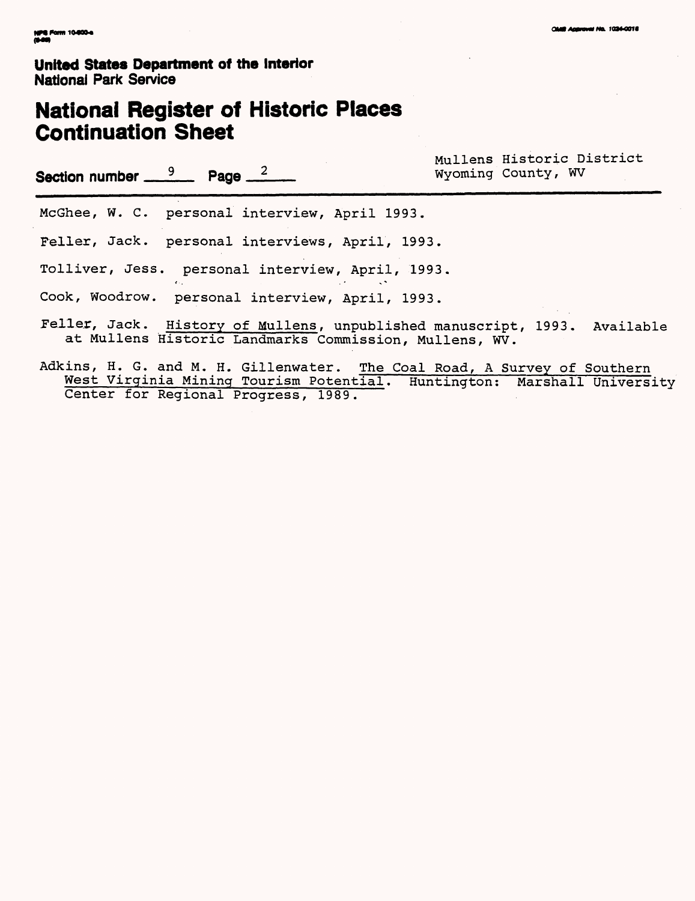United States Department of the Interior
National Park Service

# National Register of Historic Places Continuation Sheet

Section number 9 Page 2

Mullens Historic District
Wyoming County, WV

McGhee, W. C. personal interview, April 1993.

Feller, Jack. personal interviews, April, 1993.

Tolliver, Jess. personal interview, April, 1993.

Cook, Woodrow. personal interview, April, 1993.

Feller, Jack. History of Mullens, unpublished manuscript, 1993. Available at Mullens Historic Landmarks Commission, Mullens, WV.

Adkins, H. G. and M. H. Gillenwater. The Coal Road, A Survey of Southern West Virginia Mining Tourism Potential. Huntington: Marshall University Center for Regional Progress, 1989.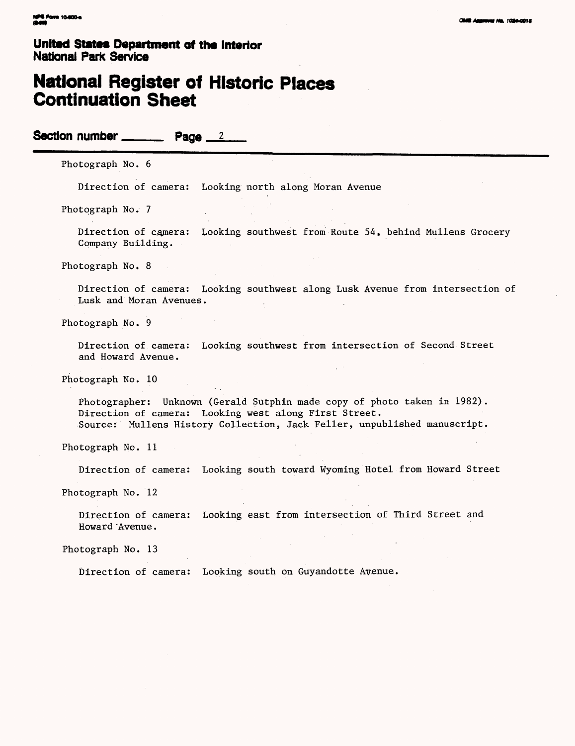United States Department of the Interior
National Park Service

# National Register of Historic Places Continuation Sheet

Section number ______ Page 2

Photograph No. 6

Direction of camera: Looking north along Moran Avenue

Photograph No. 7

Direction of camera: Looking southwest from Route 54, behind Mullens Grocery Company Building.

Photograph No. 8

Direction of camera: Looking southwest along Lusk Avenue from intersection of Lusk and Moran Avenues.

Photograph No. 9

Direction of camera: Looking southwest from intersection of Second Street and Howard Avenue.

Photograph No. 10

Photographer: Unknown (Gerald Sutphin made copy of photo taken in 1982).
Direction of camera: Looking west along First Street.
Source: Mullens History Collection, Jack Feller, unpublished manuscript.

Photograph No. 11

Direction of camera: Looking south toward Wyoming Hotel from Howard Street

Photograph No. 12

Direction of camera: Looking east from intersection of Third Street and Howard Avenue.

Photograph No. 13

Direction of camera: Looking south on Guyandotte Avenue.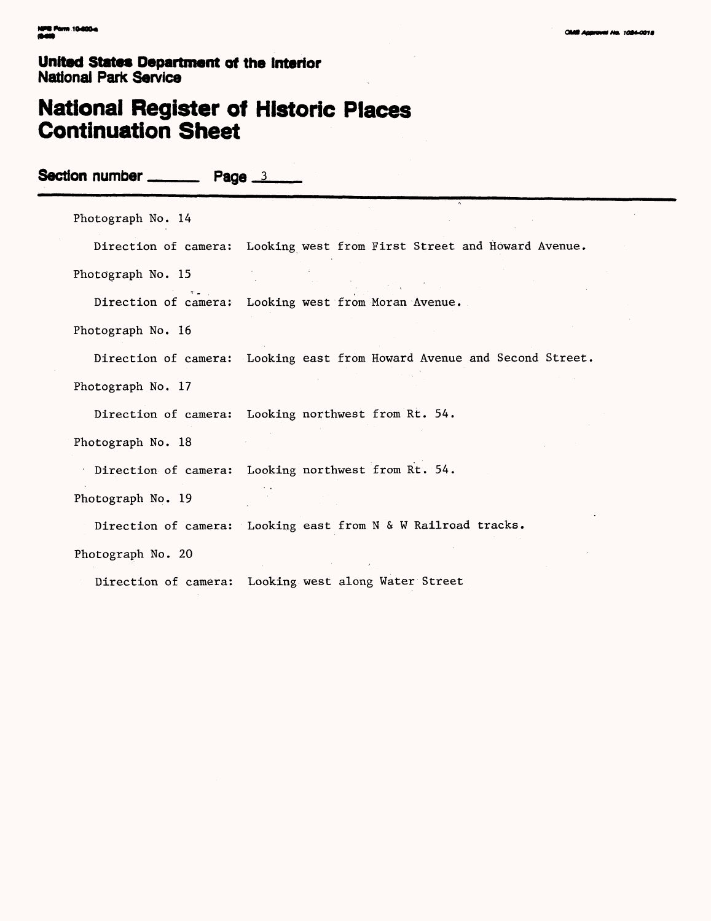United States Department of the Interior
National Park Service

# National Register of Historic Places Continuation Sheet

Section number ______ Page 3

Photograph No. 14

Direction of camera: Looking west from First Street and Howard Avenue.

Photograph No. 15

Direction of camera: Looking west from Moran Avenue.

Photograph No. 16

Direction of camera: Looking east from Howard Avenue and Second Street.

Photograph No. 17

Direction of camera: Looking northwest from Rt. 54.

Photograph No. 18

Direction of camera: Looking northwest from Rt. 54.

Photograph No. 19

Direction of camera: Looking east from N & W Railroad tracks.

Photograph No. 20

Direction of camera: Looking west along Water Street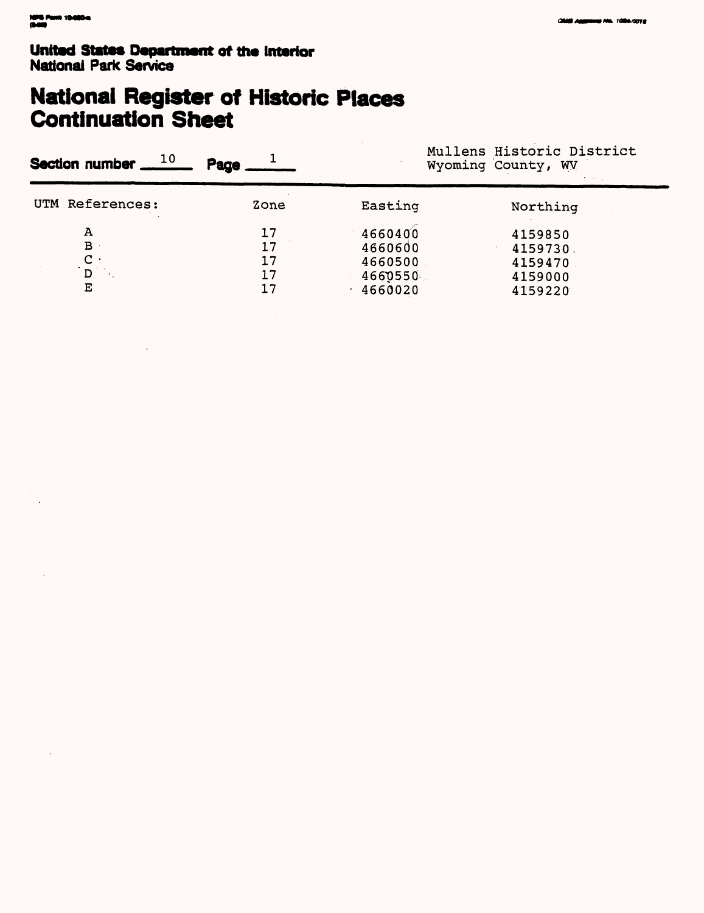**United States Department of the Interior**
**National Park Service**

# National Register of Historic Places Continuation Sheet

Section number 10 Page 1

Mullens Historic District
Wyoming County, WV

| UTM References: | Zone | Easting | Northing |
|---|---|---|---|
| A | 17 | 4660400 | 4159850 |
| B | 17 | 4660600 | 4159730 |
| C | 17 | 4660500 | 4159470 |
| D | 17 | 4660550 | 4159000 |
| E | 17 | 4660020 | 4159220 |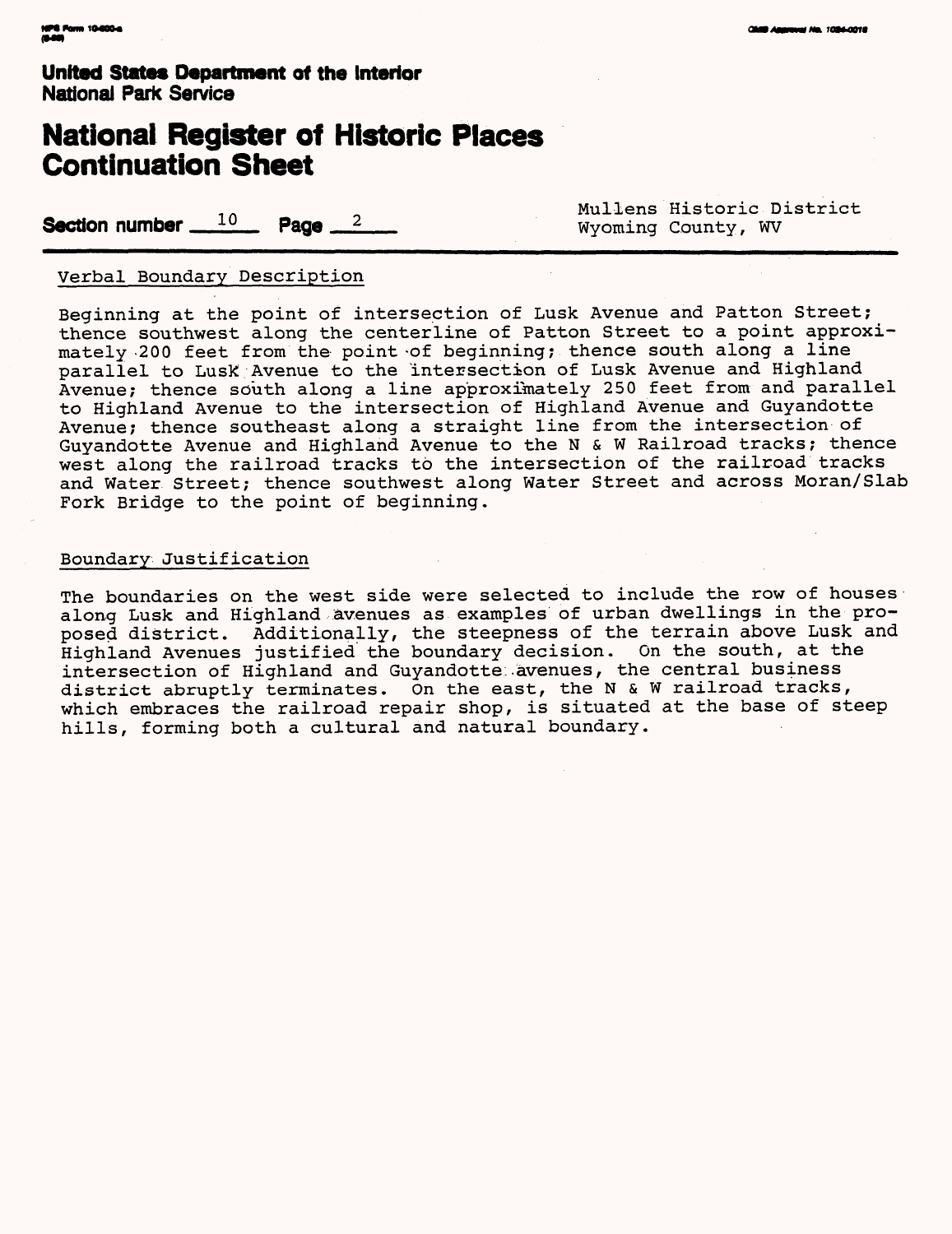United States Department of the Interior
National Park Service

# National Register of Historic Places Continuation Sheet

Section number 10 Page 2

Mullens Historic District
Wyoming County, WV

## Verbal Boundary Description

Beginning at the point of intersection of Lusk Avenue and Patton Street; thence southwest along the centerline of Patton Street to a point approximately 200 feet from the point of beginning; thence south along a line parallel to Lusk Avenue to the intersection of Lusk Avenue and Highland Avenue; thence south along a line approximately 250 feet from and parallel to Highland Avenue to the intersection of Highland Avenue and Guyandotte Avenue; thence southeast along a straight line from the intersection of Guyandotte Avenue and Highland Avenue to the N & W Railroad tracks; thence west along the railroad tracks to the intersection of the railroad tracks and Water Street; thence southwest along Water Street and across Moran/Slab Fork Bridge to the point of beginning.

## Boundary Justification

The boundaries on the west side were selected to include the row of houses along Lusk and Highland avenues as examples of urban dwellings in the proposed district. Additionally, the steepness of the terrain above Lusk and Highland Avenues justified the boundary decision. On the south, at the intersection of Highland and Guyandotte avenues, the central business district abruptly terminates. On the east, the N & W railroad tracks, which embraces the railroad repair shop, is situated at the base of steep hills, forming both a cultural and natural boundary.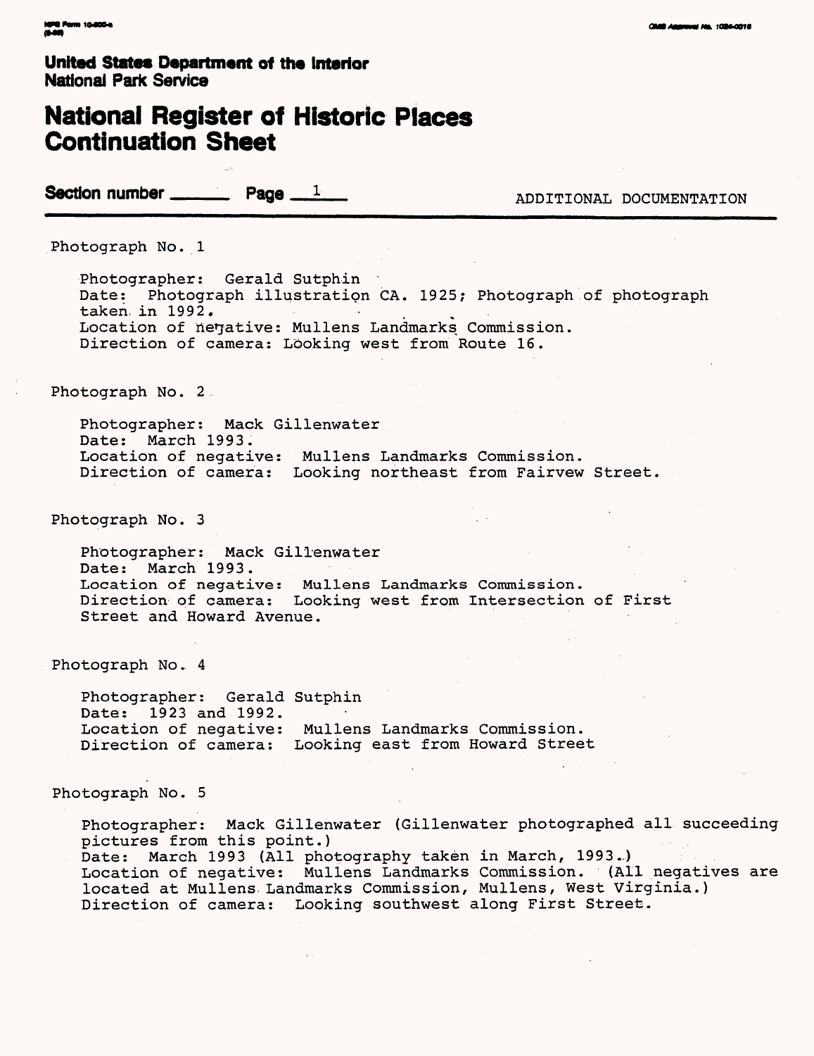United States Department of the Interior
National Park Service

# National Register of Historic Places Continuation Sheet

**Section number** ______ **Page** 1 ADDITIONAL DOCUMENTATION

Photograph No. 1

Photographer: Gerald Sutphin
Date: Photograph illustration CA. 1925; Photograph of photograph taken in 1992.
Location of negative: Mullens Landmarks Commission.
Direction of camera: Looking west from Route 16.

Photograph No. 2

Photographer: Mack Gillenwater
Date: March 1993.
Location of negative: Mullens Landmarks Commission.
Direction of camera: Looking northeast from Fairvew Street.

Photograph No. 3

Photographer: Mack Gillenwater
Date: March 1993.
Location of negative: Mullens Landmarks Commission.
Direction of camera: Looking west from Intersection of First Street and Howard Avenue.

Photograph No. 4

Photographer: Gerald Sutphin
Date: 1923 and 1992.
Location of negative: Mullens Landmarks Commission.
Direction of camera: Looking east from Howard Street

Photograph No. 5

Photographer: Mack Gillenwater (Gillenwater photographed all succeeding pictures from this point.)
Date: March 1993 (All photography taken in March, 1993.)
Location of negative: Mullens Landmarks Commission. (All negatives are located at Mullens Landmarks Commission, Mullens, West Virginia.)
Direction of camera: Looking southwest along First Street.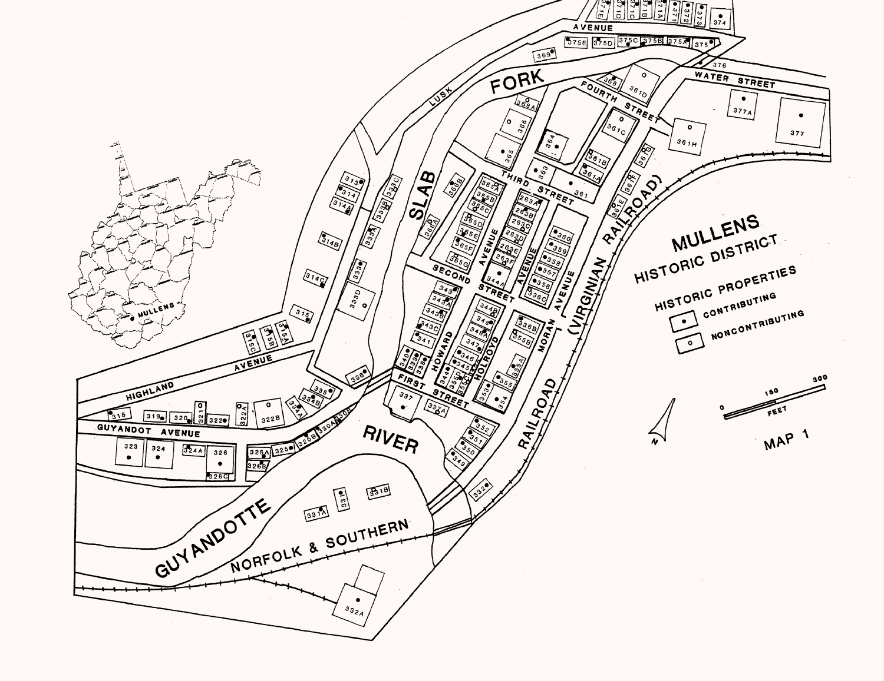MULLENS

HISTORIC DISTRICT

HISTORIC PROPERTIES

CONTRIBUTING

NONCONTRIBUTING

0 150 300

FEET

N

MAP 1